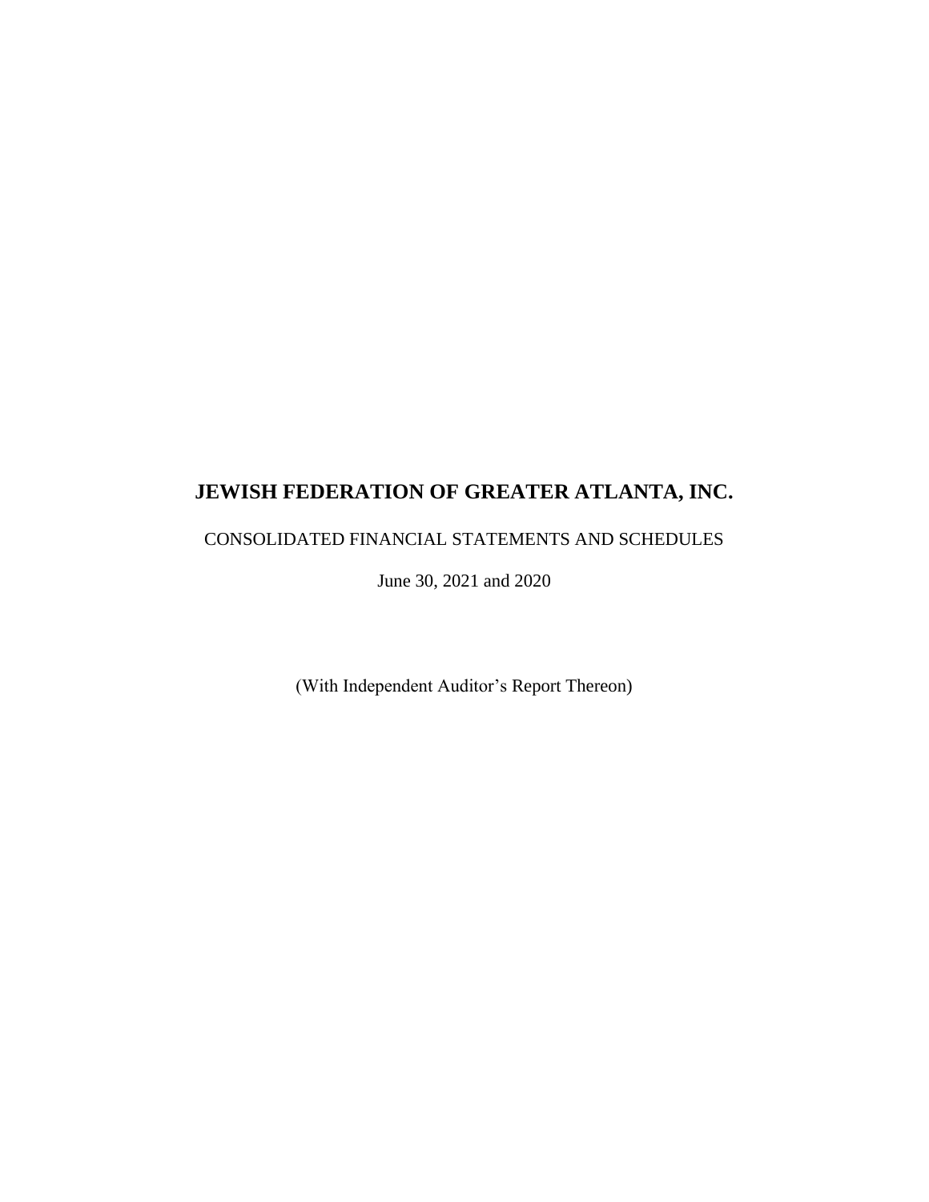# JEWISH FEDERATION OF GREATER ATLANTA, INC.

CONSOLIDATED FINANCIAL STATEMENTS AND SCHEDULES

June 30, 2021 and 2020

(With Independent Auditor’s Report Thereon)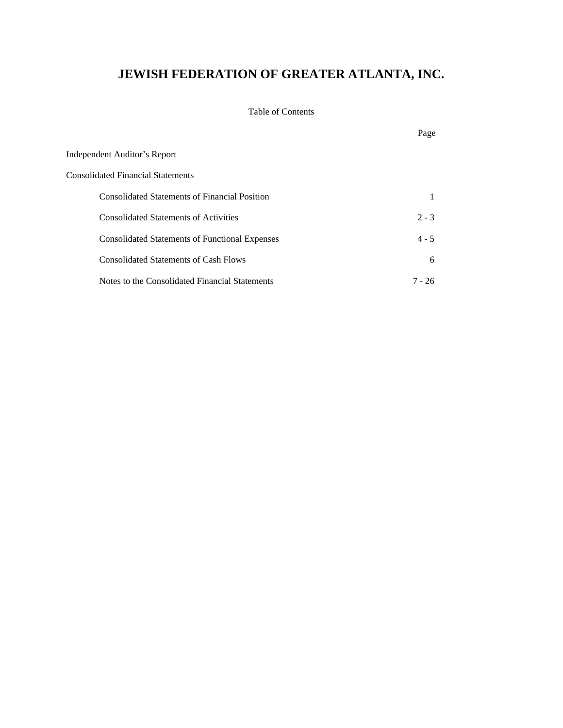# JEWISH FEDERATION OF GREATER ATLANTA, INC.

Table of Contents

| | Page |
|---|---|
| Independent Auditor's Report | |
| Consolidated Financial Statements | |
| Consolidated Statements of Financial Position | 1 |
| Consolidated Statements of Activities | 2 - 3 |
| Consolidated Statements of Functional Expenses | 4 - 5 |
| Consolidated Statements of Cash Flows | 6 |
| Notes to the Consolidated Financial Statements | 7 - 26 |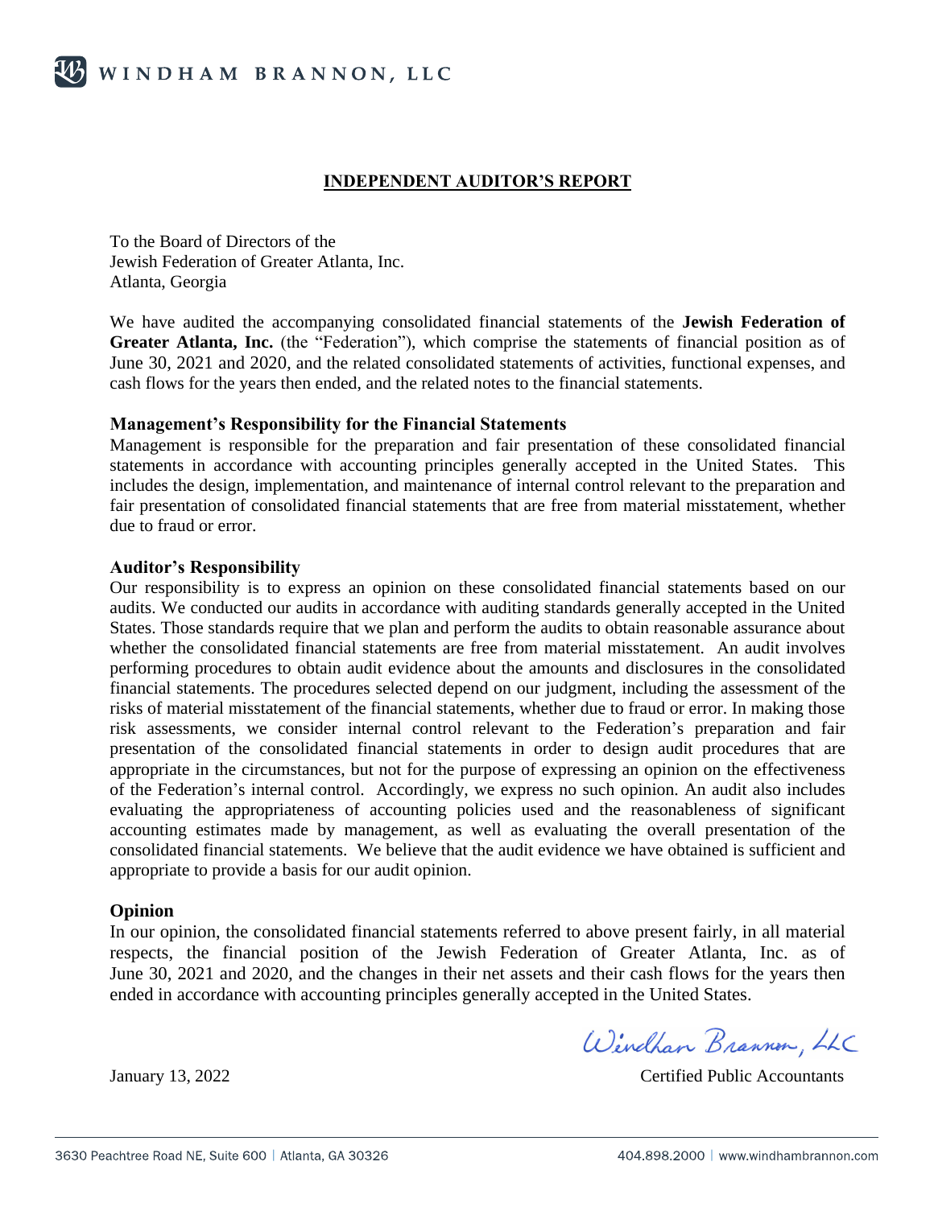WINDHAM BRANNON, LLC

## INDEPENDENT AUDITOR'S REPORT

To the Board of Directors of the
Jewish Federation of Greater Atlanta, Inc.
Atlanta, Georgia

We have audited the accompanying consolidated financial statements of the **Jewish Federation of Greater Atlanta, Inc.** (the "Federation"), which comprise the statements of financial position as of June 30, 2021 and 2020, and the related consolidated statements of activities, functional expenses, and cash flows for the years then ended, and the related notes to the financial statements.

### Management's Responsibility for the Financial Statements

Management is responsible for the preparation and fair presentation of these consolidated financial statements in accordance with accounting principles generally accepted in the United States. This includes the design, implementation, and maintenance of internal control relevant to the preparation and fair presentation of consolidated financial statements that are free from material misstatement, whether due to fraud or error.

### Auditor's Responsibility

Our responsibility is to express an opinion on these consolidated financial statements based on our audits. We conducted our audits in accordance with auditing standards generally accepted in the United States. Those standards require that we plan and perform the audits to obtain reasonable assurance about whether the consolidated financial statements are free from material misstatement. An audit involves performing procedures to obtain audit evidence about the amounts and disclosures in the consolidated financial statements. The procedures selected depend on our judgment, including the assessment of the risks of material misstatement of the financial statements, whether due to fraud or error. In making those risk assessments, we consider internal control relevant to the Federation's preparation and fair presentation of the consolidated financial statements in order to design audit procedures that are appropriate in the circumstances, but not for the purpose of expressing an opinion on the effectiveness of the Federation's internal control. Accordingly, we express no such opinion. An audit also includes evaluating the appropriateness of accounting policies used and the reasonableness of significant accounting estimates made by management, as well as evaluating the overall presentation of the consolidated financial statements. We believe that the audit evidence we have obtained is sufficient and appropriate to provide a basis for our audit opinion.

### Opinion

In our opinion, the consolidated financial statements referred to above present fairly, in all material respects, the financial position of the Jewish Federation of Greater Atlanta, Inc. as of June 30, 2021 and 2020, and the changes in their net assets and their cash flows for the years then ended in accordance with accounting principles generally accepted in the United States.

Windham Brannon, LLC
Certified Public Accountants

January 13, 2022

3630 Peachtree Road NE, Suite 600 | Atlanta, GA 30326 — 404.898.2000 | www.windhambrannon.com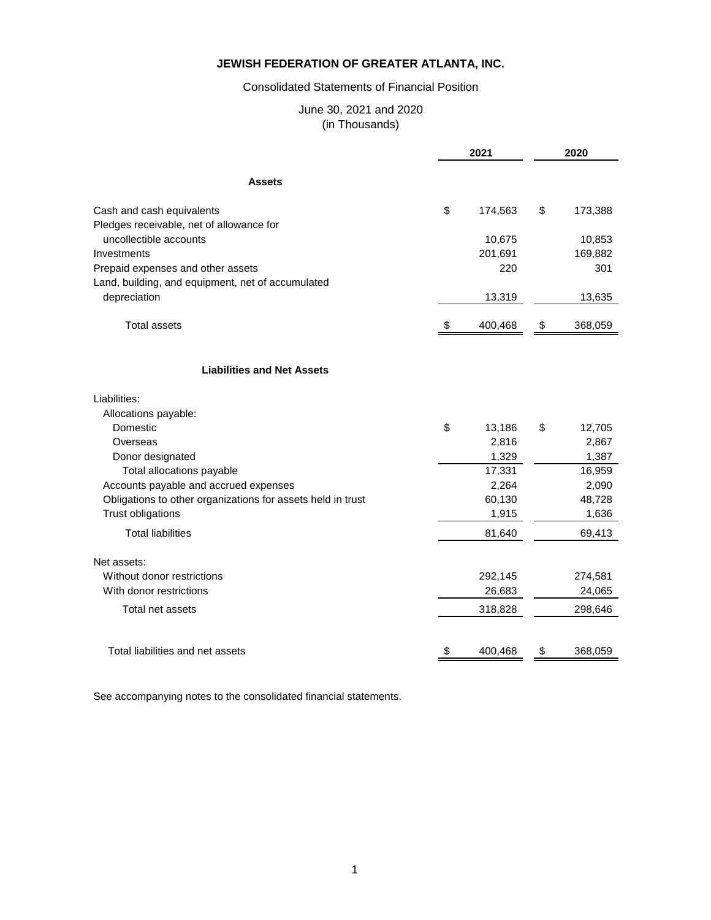# JEWISH FEDERATION OF GREATER ATLANTA, INC.

Consolidated Statements of Financial Position

June 30, 2021 and 2020
(in Thousands)

| | 2021 | 2020 |
|---|---|---|
| **Assets** | | |
| Cash and cash equivalents | $ 174,563 | $ 173,388 |
| Pledges receivable, net of allowance for uncollectible accounts | 10,675 | 10,853 |
| Investments | 201,691 | 169,882 |
| Prepaid expenses and other assets | 220 | 301 |
| Land, building, and equipment, net of accumulated depreciation | 13,319 | 13,635 |
| Total assets | $ 400,468 | $ 368,059 |
| **Liabilities and Net Assets** | | |
| Liabilities: | | |
| Allocations payable: | | |
| Domestic | $ 13,186 | $ 12,705 |
| Overseas | 2,816 | 2,867 |
| Donor designated | 1,329 | 1,387 |
| Total allocations payable | 17,331 | 16,959 |
| Accounts payable and accrued expenses | 2,264 | 2,090 |
| Obligations to other organizations for assets held in trust | 60,130 | 48,728 |
| Trust obligations | 1,915 | 1,636 |
| Total liabilities | 81,640 | 69,413 |
| Net assets: | | |
| Without donor restrictions | 292,145 | 274,581 |
| With donor restrictions | 26,683 | 24,065 |
| Total net assets | 318,828 | 298,646 |
| Total liabilities and net assets | $ 400,468 | $ 368,059 |

See accompanying notes to the consolidated financial statements.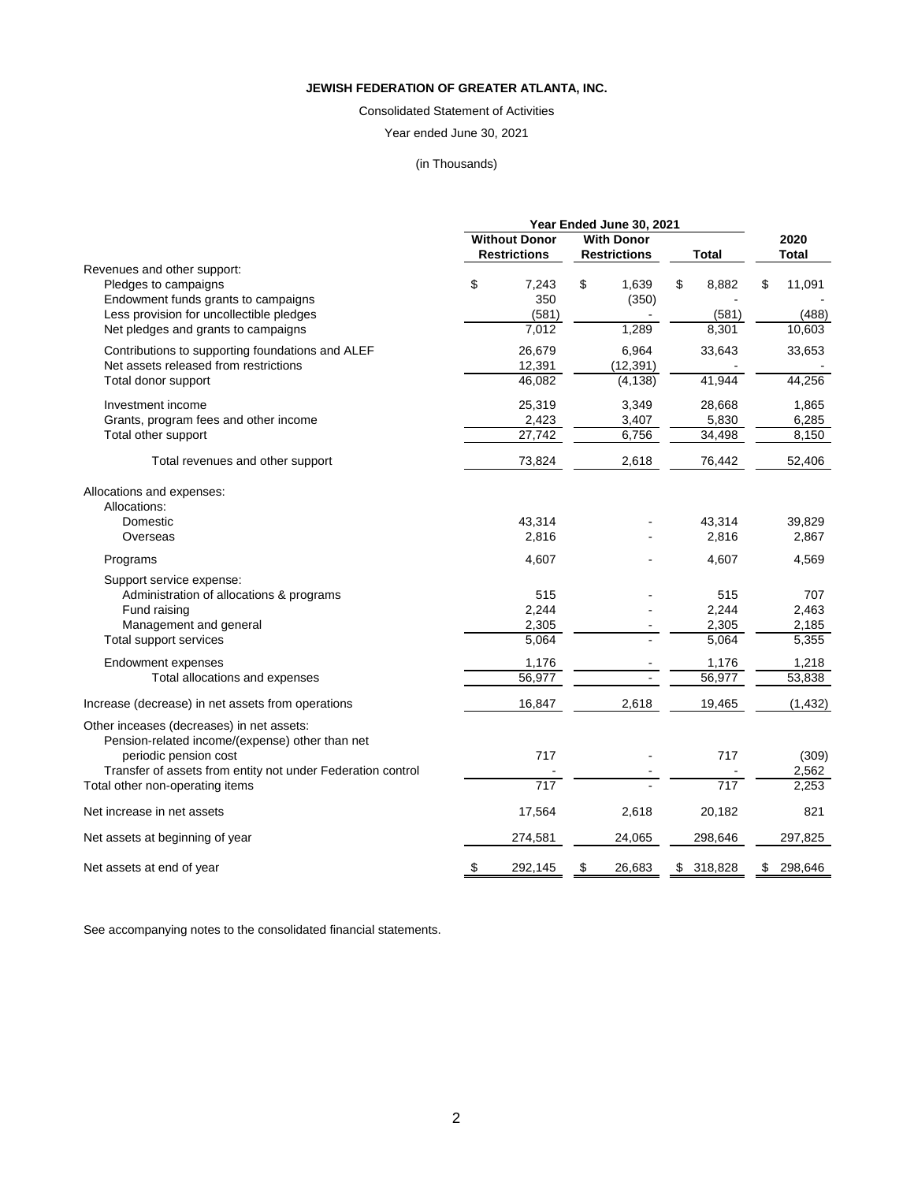**JEWISH FEDERATION OF GREATER ATLANTA, INC.**

Consolidated Statement of Activities

Year ended June 30, 2021

(in Thousands)

| | Year Ended June 30, 2021 | | | |
|---|---|---|---|---|
| | **Without Donor Restrictions** | **With Donor Restrictions** | **Total** | **2020 Total** |
| Revenues and other support: | | | | |
| Pledges to campaigns | $ 7,243 | $ 1,639 | $ 8,882 | $ 11,091 |
| Endowment funds grants to campaigns | 350 | (350) | - | - |
| Less provision for uncollectible pledges | (581) | - | (581) | (488) |
| Net pledges and grants to campaigns | 7,012 | 1,289 | 8,301 | 10,603 |
| Contributions to supporting foundations and ALEF | 26,679 | 6,964 | 33,643 | 33,653 |
| Net assets released from restrictions | 12,391 | (12,391) | - | - |
| Total donor support | 46,082 | (4,138) | 41,944 | 44,256 |
| Investment income | 25,319 | 3,349 | 28,668 | 1,865 |
| Grants, program fees and other income | 2,423 | 3,407 | 5,830 | 6,285 |
| Total other support | 27,742 | 6,756 | 34,498 | 8,150 |
| Total revenues and other support | 73,824 | 2,618 | 76,442 | 52,406 |
| Allocations and expenses: | | | | |
| Allocations: | | | | |
| Domestic | 43,314 | - | 43,314 | 39,829 |
| Overseas | 2,816 | - | 2,816 | 2,867 |
| Programs | 4,607 | - | 4,607 | 4,569 |
| Support service expense: | | | | |
| Administration of allocations & programs | 515 | - | 515 | 707 |
| Fund raising | 2,244 | - | 2,244 | 2,463 |
| Management and general | 2,305 | - | 2,305 | 2,185 |
| Total support services | 5,064 | - | 5,064 | 5,355 |
| Endowment expenses | 1,176 | - | 1,176 | 1,218 |
| Total allocations and expenses | 56,977 | - | 56,977 | 53,838 |
| Increase (decrease) in net assets from operations | 16,847 | 2,618 | 19,465 | (1,432) |
| Other inceases (decreases) in net assets: | | | | |
| Pension-related income/(expense) other than net periodic pension cost | 717 | - | 717 | (309) |
| Transfer of assets from entity not under Federation control | - | - | - | 2,562 |
| Total other non-operating items | 717 | - | 717 | 2,253 |
| Net increase in net assets | 17,564 | 2,618 | 20,182 | 821 |
| Net assets at beginning of year | 274,581 | 24,065 | 298,646 | 297,825 |
| Net assets at end of year | $ 292,145 | $ 26,683 | $ 318,828 | $ 298,646 |

See accompanying notes to the consolidated financial statements.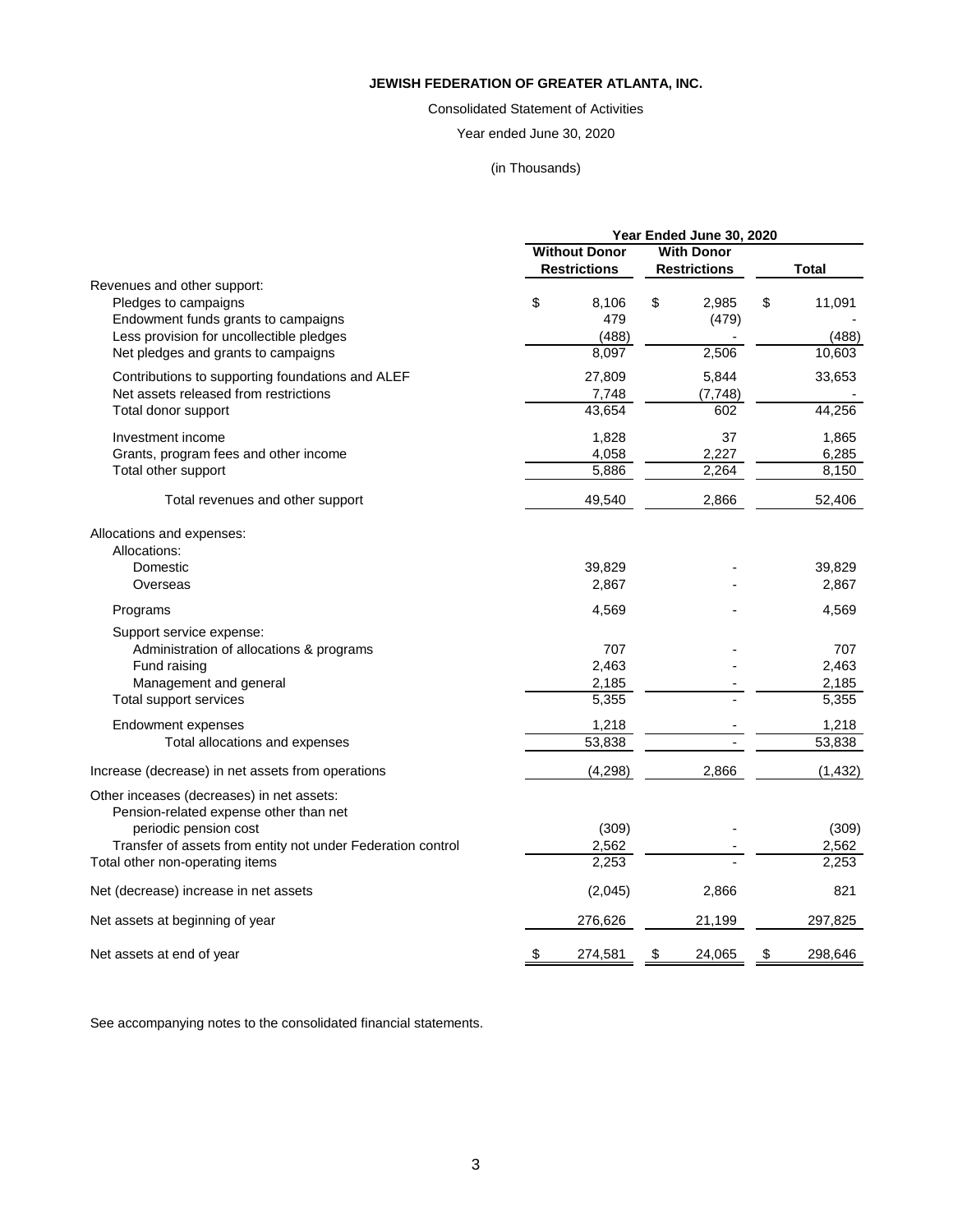**JEWISH FEDERATION OF GREATER ATLANTA, INC.**

Consolidated Statement of Activities

Year ended June 30, 2020

(in Thousands)

| | Year Ended June 30, 2020 | | |
|---|---|---|---|
| | Without Donor Restrictions | With Donor Restrictions | Total |
| Revenues and other support: | | | |
| Pledges to campaigns | $ 8,106 | $ 2,985 | $ 11,091 |
| Endowment funds grants to campaigns | 479 | (479) | - |
| Less provision for uncollectible pledges | (488) | - | (488) |
| Net pledges and grants to campaigns | 8,097 | 2,506 | 10,603 |
| Contributions to supporting foundations and ALEF | 27,809 | 5,844 | 33,653 |
| Net assets released from restrictions | 7,748 | (7,748) | - |
| Total donor support | 43,654 | 602 | 44,256 |
| Investment income | 1,828 | 37 | 1,865 |
| Grants, program fees and other income | 4,058 | 2,227 | 6,285 |
| Total other support | 5,886 | 2,264 | 8,150 |
| Total revenues and other support | 49,540 | 2,866 | 52,406 |
| Allocations and expenses: | | | |
| Allocations: | | | |
| Domestic | 39,829 | - | 39,829 |
| Overseas | 2,867 | - | 2,867 |
| Programs | 4,569 | - | 4,569 |
| Support service expense: | | | |
| Administration of allocations & programs | 707 | - | 707 |
| Fund raising | 2,463 | - | 2,463 |
| Management and general | 2,185 | - | 2,185 |
| Total support services | 5,355 | - | 5,355 |
| Endowment expenses | 1,218 | - | 1,218 |
| Total allocations and expenses | 53,838 | - | 53,838 |
| Increase (decrease) in net assets from operations | (4,298) | 2,866 | (1,432) |
| Other inceases (decreases) in net assets: | | | |
| Pension-related expense other than net periodic pension cost | (309) | - | (309) |
| Transfer of assets from entity not under Federation control | 2,562 | - | 2,562 |
| Total other non-operating items | 2,253 | - | 2,253 |
| Net (decrease) increase in net assets | (2,045) | 2,866 | 821 |
| Net assets at beginning of year | 276,626 | 21,199 | 297,825 |
| Net assets at end of year | $ 274,581 | $ 24,065 | $ 298,646 |

See accompanying notes to the consolidated financial statements.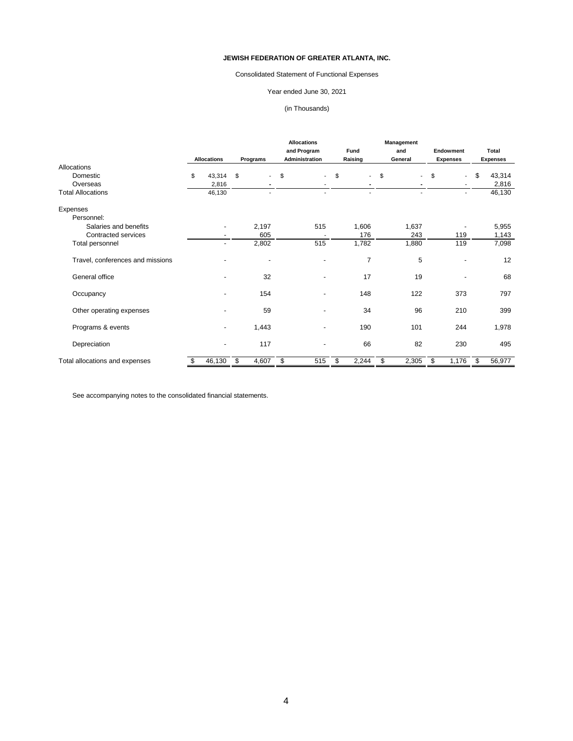**JEWISH FEDERATION OF GREATER ATLANTA, INC.**

Consolidated Statement of Functional Expenses

Year ended June 30, 2021

(in Thousands)

| | Allocations | Programs | Allocations and Program Administration | Fund Raising | Management and General | Endowment Expenses | Total Expenses |
|---|---|---|---|---|---|---|---|
| Allocations | | | | | | | |
| Domestic | $ 43,314 | $ - | $ - | $ - | $ - | $ - | $ 43,314 |
| Overseas | 2,816 | - | - | - | - | - | 2,816 |
| Total Allocations | 46,130 | - | - | - | - | - | 46,130 |
| Expenses | | | | | | | |
| Personnel: | | | | | | | |
| Salaries and benefits | - | 2,197 | 515 | 1,606 | 1,637 | - | 5,955 |
| Contracted services | - | 605 | - | 176 | 243 | 119 | 1,143 |
| Total personnel | - | 2,802 | 515 | 1,782 | 1,880 | 119 | 7,098 |
| Travel, conferences and missions | - | - | - | 7 | 5 | - | 12 |
| General office | - | 32 | - | 17 | 19 | - | 68 |
| Occupancy | - | 154 | - | 148 | 122 | 373 | 797 |
| Other operating expenses | - | 59 | - | 34 | 96 | 210 | 399 |
| Programs & events | - | 1,443 | - | 190 | 101 | 244 | 1,978 |
| Depreciation | - | 117 | - | 66 | 82 | 230 | 495 |
| Total allocations and expenses | $ 46,130 | $ 4,607 | $ 515 | $ 2,244 | $ 2,305 | $ 1,176 | $ 56,977 |

See accompanying notes to the consolidated financial statements.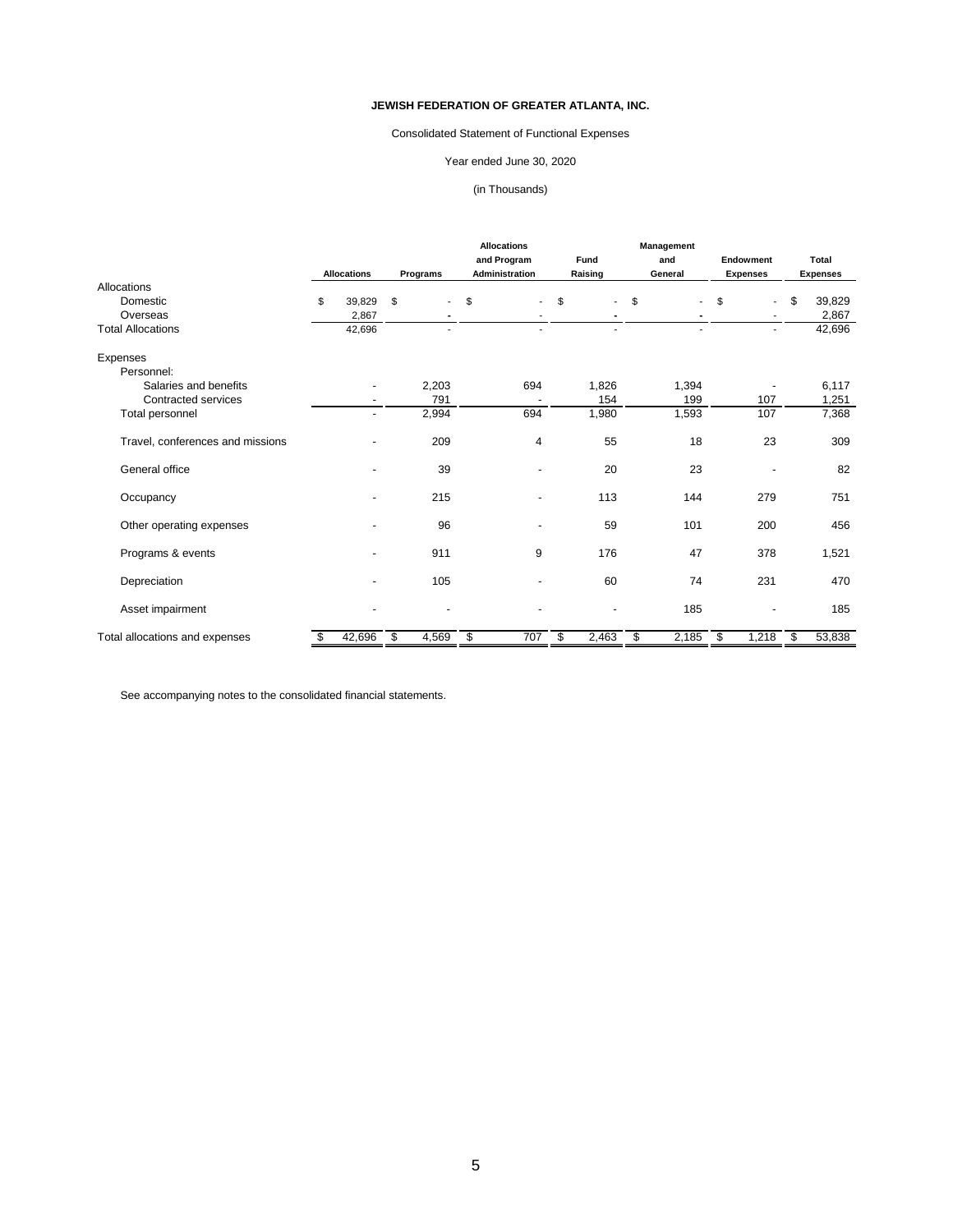**JEWISH FEDERATION OF GREATER ATLANTA, INC.**

Consolidated Statement of Functional Expenses

Year ended June 30, 2020

(in Thousands)

| | Allocations | Programs | Allocations and Program Administration | Fund Raising | Management and General | Endowment Expenses | Total Expenses |
|---|---|---|---|---|---|---|---|
| Allocations | | | | | | | |
| Domestic | $ 39,829 | $ - | $ - | $ - | $ - | $ - | $ 39,829 |
| Overseas | 2,867 | - | - | - | - | - | 2,867 |
| Total Allocations | 42,696 | - | - | - | - | - | 42,696 |
| Expenses | | | | | | | |
| Personnel: | | | | | | | |
| Salaries and benefits | - | 2,203 | 694 | 1,826 | 1,394 | - | 6,117 |
| Contracted services | - | 791 | - | 154 | 199 | 107 | 1,251 |
| Total personnel | - | 2,994 | 694 | 1,980 | 1,593 | 107 | 7,368 |
| Travel, conferences and missions | - | 209 | 4 | 55 | 18 | 23 | 309 |
| General office | - | 39 | - | 20 | 23 | - | 82 |
| Occupancy | - | 215 | - | 113 | 144 | 279 | 751 |
| Other operating expenses | - | 96 | - | 59 | 101 | 200 | 456 |
| Programs & events | - | 911 | 9 | 176 | 47 | 378 | 1,521 |
| Depreciation | - | 105 | - | 60 | 74 | 231 | 470 |
| Asset impairment | - | - | - | - | 185 | - | 185 |
| Total allocations and expenses | $ 42,696 | $ 4,569 | $ 707 | $ 2,463 | $ 2,185 | $ 1,218 | $ 53,838 |

See accompanying notes to the consolidated financial statements.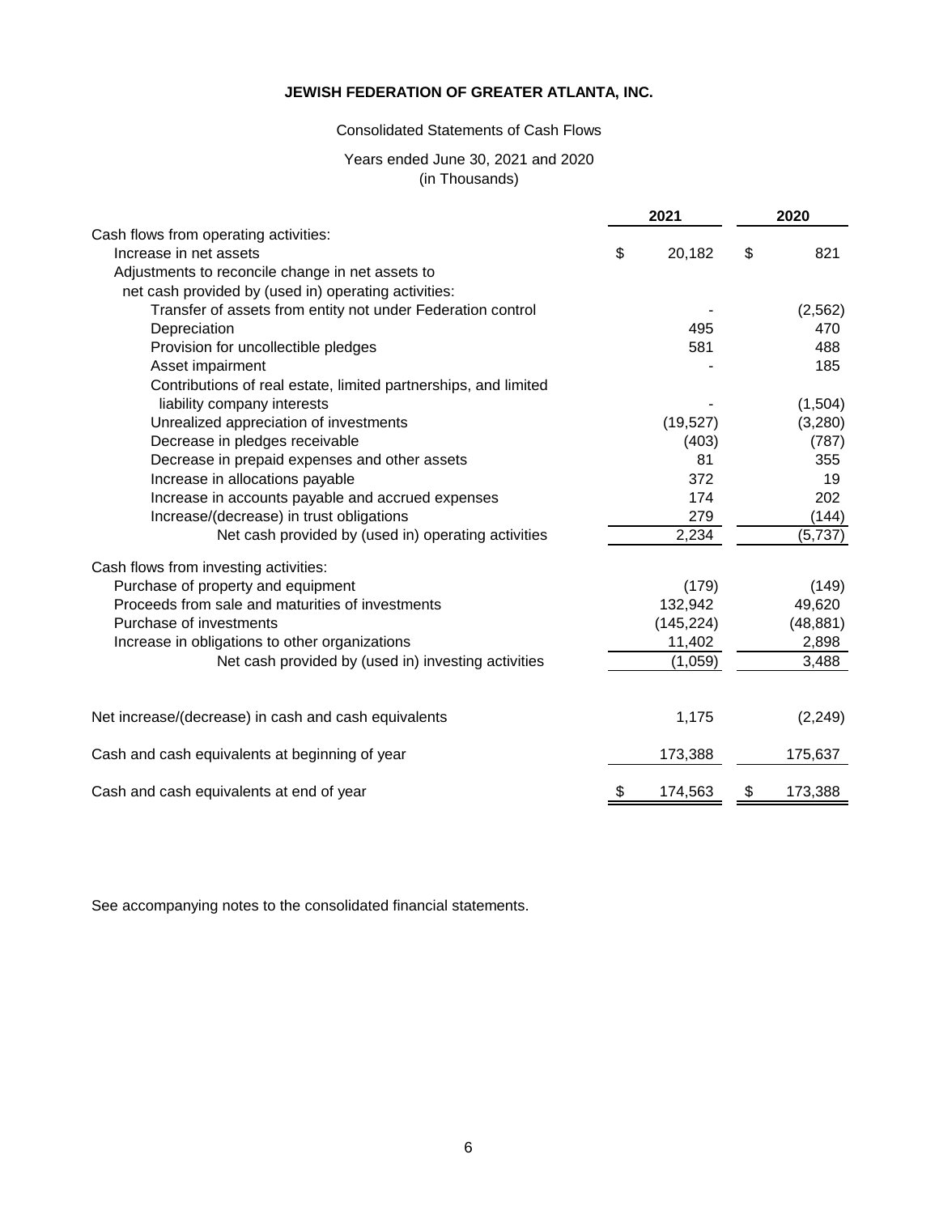**JEWISH FEDERATION OF GREATER ATLANTA, INC.**

Consolidated Statements of Cash Flows

Years ended June 30, 2021 and 2020
(in Thousands)

| | 2021 | 2020 |
|---|---|---|
| Cash flows from operating activities: | | |
| Increase in net assets | $ 20,182 | $ 821 |
| Adjustments to reconcile change in net assets to net cash provided by (used in) operating activities: | | |
| Transfer of assets from entity not under Federation control | - | (2,562) |
| Depreciation | 495 | 470 |
| Provision for uncollectible pledges | 581 | 488 |
| Asset impairment | - | 185 |
| Contributions of real estate, limited partnerships, and limited liability company interests | - | (1,504) |
| Unrealized appreciation of investments | (19,527) | (3,280) |
| Decrease in pledges receivable | (403) | (787) |
| Decrease in prepaid expenses and other assets | 81 | 355 |
| Increase in allocations payable | 372 | 19 |
| Increase in accounts payable and accrued expenses | 174 | 202 |
| Increase/(decrease) in trust obligations | 279 | (144) |
| Net cash provided by (used in) operating activities | 2,234 | (5,737) |
| Cash flows from investing activities: | | |
| Purchase of property and equipment | (179) | (149) |
| Proceeds from sale and maturities of investments | 132,942 | 49,620 |
| Purchase of investments | (145,224) | (48,881) |
| Increase in obligations to other organizations | 11,402 | 2,898 |
| Net cash provided by (used in) investing activities | (1,059) | 3,488 |
| Net increase/(decrease) in cash and cash equivalents | 1,175 | (2,249) |
| Cash and cash equivalents at beginning of year | 173,388 | 175,637 |
| Cash and cash equivalents at end of year | $ 174,563 | $ 173,388 |

See accompanying notes to the consolidated financial statements.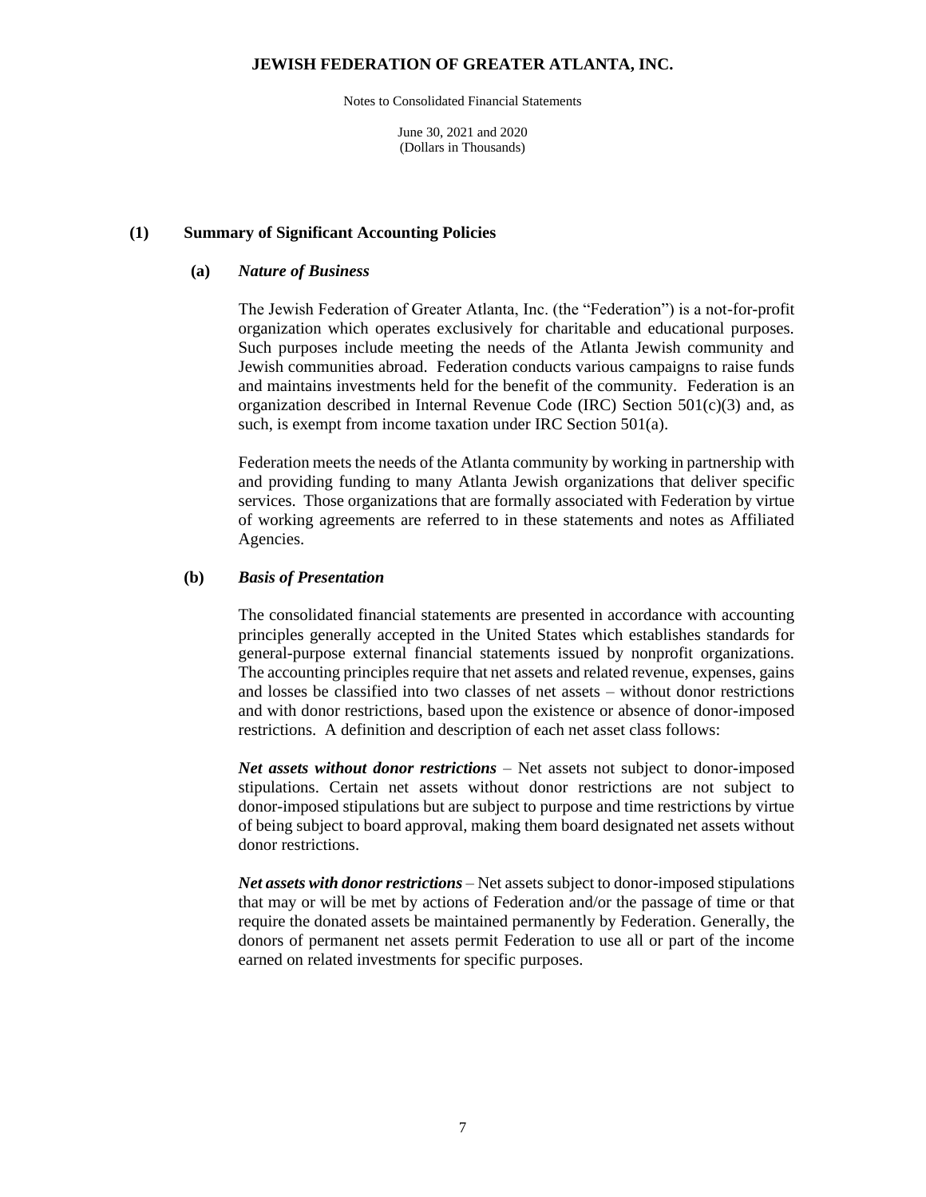# JEWISH FEDERATION OF GREATER ATLANTA, INC.

Notes to Consolidated Financial Statements

June 30, 2021 and 2020
(Dollars in Thousands)

## (1) Summary of Significant Accounting Policies

### (a) *Nature of Business*

The Jewish Federation of Greater Atlanta, Inc. (the "Federation") is a not-for-profit organization which operates exclusively for charitable and educational purposes. Such purposes include meeting the needs of the Atlanta Jewish community and Jewish communities abroad. Federation conducts various campaigns to raise funds and maintains investments held for the benefit of the community. Federation is an organization described in Internal Revenue Code (IRC) Section 501(c)(3) and, as such, is exempt from income taxation under IRC Section 501(a).

Federation meets the needs of the Atlanta community by working in partnership with and providing funding to many Atlanta Jewish organizations that deliver specific services. Those organizations that are formally associated with Federation by virtue of working agreements are referred to in these statements and notes as Affiliated Agencies.

### (b) *Basis of Presentation*

The consolidated financial statements are presented in accordance with accounting principles generally accepted in the United States which establishes standards for general-purpose external financial statements issued by nonprofit organizations. The accounting principles require that net assets and related revenue, expenses, gains and losses be classified into two classes of net assets – without donor restrictions and with donor restrictions, based upon the existence or absence of donor-imposed restrictions. A definition and description of each net asset class follows:

***Net assets without donor restrictions*** – Net assets not subject to donor-imposed stipulations. Certain net assets without donor restrictions are not subject to donor-imposed stipulations but are subject to purpose and time restrictions by virtue of being subject to board approval, making them board designated net assets without donor restrictions.

***Net assets with donor restrictions*** – Net assets subject to donor-imposed stipulations that may or will be met by actions of Federation and/or the passage of time or that require the donated assets be maintained permanently by Federation. Generally, the donors of permanent net assets permit Federation to use all or part of the income earned on related investments for specific purposes.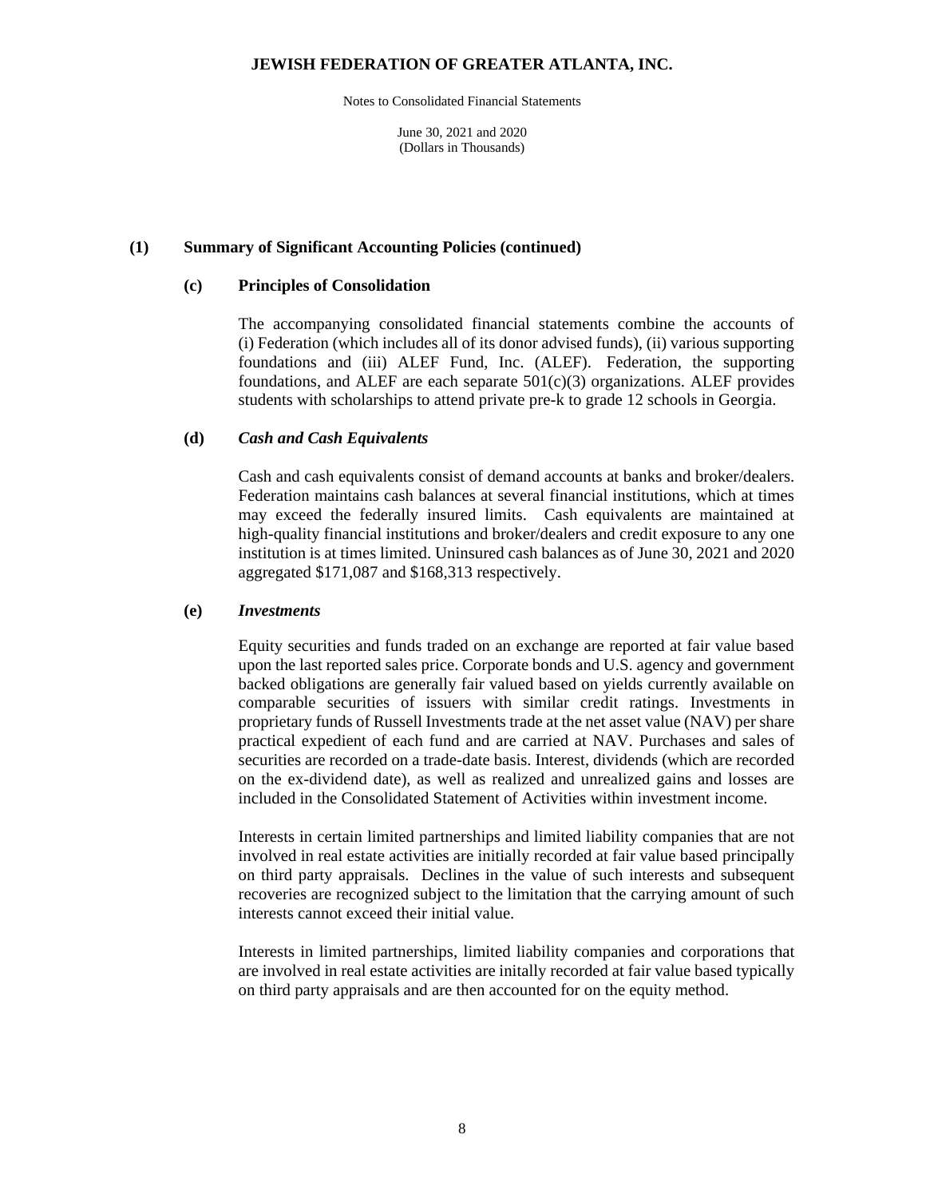## (1) Summary of Significant Accounting Policies (continued)

### (c) Principles of Consolidation

The accompanying consolidated financial statements combine the accounts of (i) Federation (which includes all of its donor advised funds), (ii) various supporting foundations and (iii) ALEF Fund, Inc. (ALEF). Federation, the supporting foundations, and ALEF are each separate 501(c)(3) organizations. ALEF provides students with scholarships to attend private pre-k to grade 12 schools in Georgia.

### (d) *Cash and Cash Equivalents*

Cash and cash equivalents consist of demand accounts at banks and broker/dealers. Federation maintains cash balances at several financial institutions, which at times may exceed the federally insured limits. Cash equivalents are maintained at high-quality financial institutions and broker/dealers and credit exposure to any one institution is at times limited. Uninsured cash balances as of June 30, 2021 and 2020 aggregated $171,087 and $168,313 respectively.

### (e) *Investments*

Equity securities and funds traded on an exchange are reported at fair value based upon the last reported sales price. Corporate bonds and U.S. agency and government backed obligations are generally fair valued based on yields currently available on comparable securities of issuers with similar credit ratings. Investments in proprietary funds of Russell Investments trade at the net asset value (NAV) per share practical expedient of each fund and are carried at NAV. Purchases and sales of securities are recorded on a trade-date basis. Interest, dividends (which are recorded on the ex-dividend date), as well as realized and unrealized gains and losses are included in the Consolidated Statement of Activities within investment income.

Interests in certain limited partnerships and limited liability companies that are not involved in real estate activities are initially recorded at fair value based principally on third party appraisals. Declines in the value of such interests and subsequent recoveries are recognized subject to the limitation that the carrying amount of such interests cannot exceed their initial value.

Interests in limited partnerships, limited liability companies and corporations that are involved in real estate activities are initally recorded at fair value based typically on third party appraisals and are then accounted for on the equity method.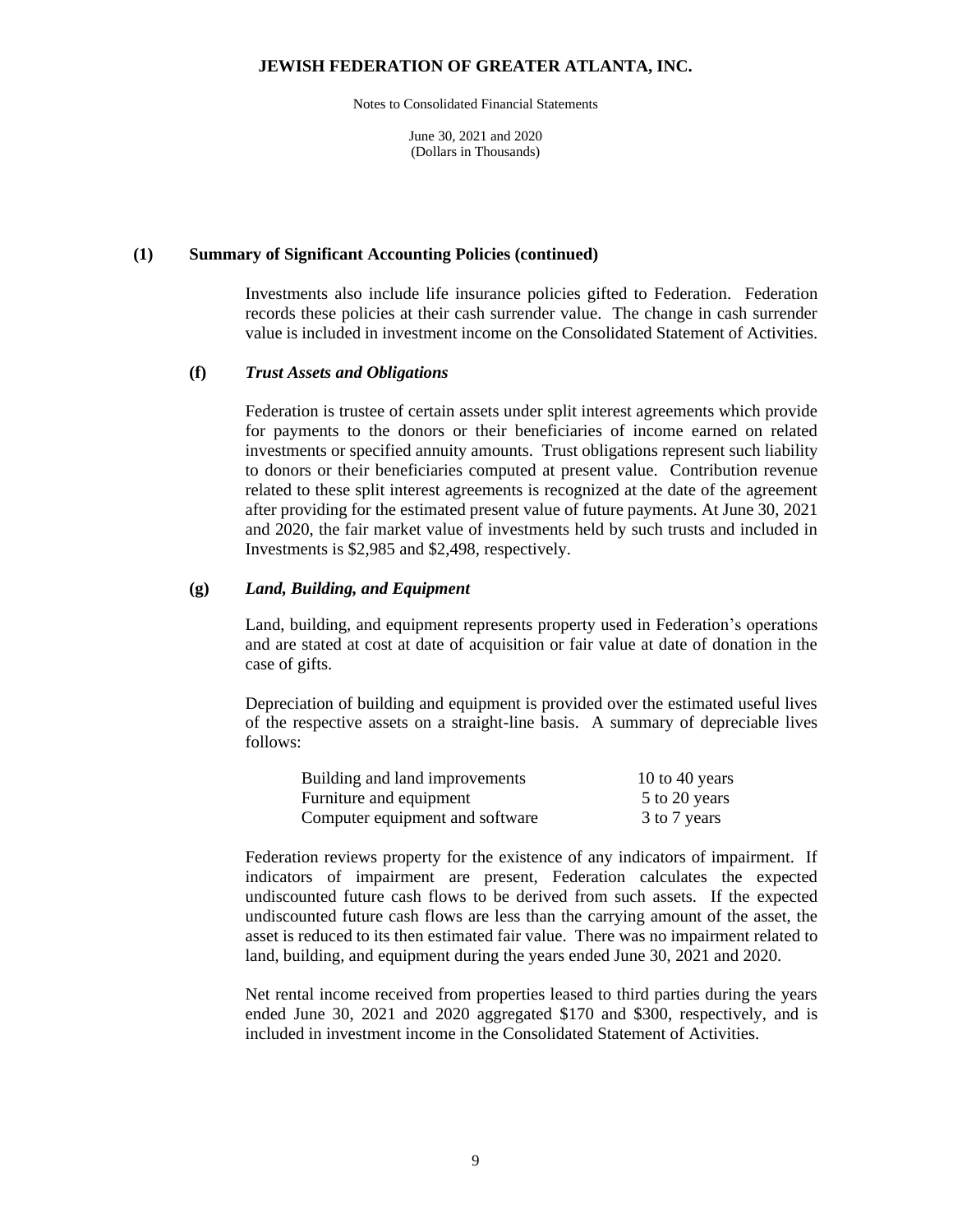**(1) Summary of Significant Accounting Policies (continued)**

Investments also include life insurance policies gifted to Federation. Federation records these policies at their cash surrender value. The change in cash surrender value is included in investment income on the Consolidated Statement of Activities.

**(f)** ***Trust Assets and Obligations***

Federation is trustee of certain assets under split interest agreements which provide for payments to the donors or their beneficiaries of income earned on related investments or specified annuity amounts. Trust obligations represent such liability to donors or their beneficiaries computed at present value. Contribution revenue related to these split interest agreements is recognized at the date of the agreement after providing for the estimated present value of future payments. At June 30, 2021 and 2020, the fair market value of investments held by such trusts and included in Investments is $2,985 and $2,498, respectively.

**(g)** ***Land, Building, and Equipment***

Land, building, and equipment represents property used in Federation's operations and are stated at cost at date of acquisition or fair value at date of donation in the case of gifts.

Depreciation of building and equipment is provided over the estimated useful lives of the respective assets on a straight-line basis. A summary of depreciable lives follows:

| | |
|---|---|
| Building and land improvements | 10 to 40 years |
| Furniture and equipment | 5 to 20 years |
| Computer equipment and software | 3 to 7 years |

Federation reviews property for the existence of any indicators of impairment. If indicators of impairment are present, Federation calculates the expected undiscounted future cash flows to be derived from such assets. If the expected undiscounted future cash flows are less than the carrying amount of the asset, the asset is reduced to its then estimated fair value. There was no impairment related to land, building, and equipment during the years ended June 30, 2021 and 2020.

Net rental income received from properties leased to third parties during the years ended June 30, 2021 and 2020 aggregated $170 and $300, respectively, and is included in investment income in the Consolidated Statement of Activities.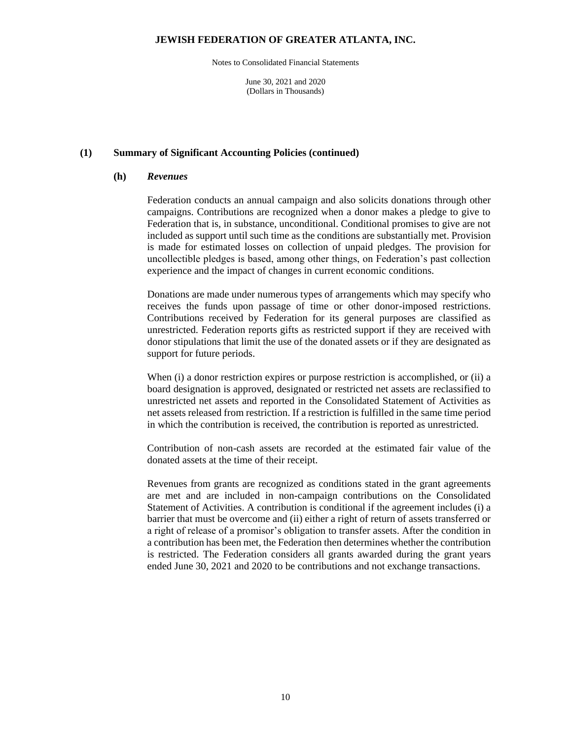## (1) Summary of Significant Accounting Policies (continued)

### (h) *Revenues*

Federation conducts an annual campaign and also solicits donations through other campaigns. Contributions are recognized when a donor makes a pledge to give to Federation that is, in substance, unconditional. Conditional promises to give are not included as support until such time as the conditions are substantially met. Provision is made for estimated losses on collection of unpaid pledges. The provision for uncollectible pledges is based, among other things, on Federation's past collection experience and the impact of changes in current economic conditions.

Donations are made under numerous types of arrangements which may specify who receives the funds upon passage of time or other donor-imposed restrictions. Contributions received by Federation for its general purposes are classified as unrestricted. Federation reports gifts as restricted support if they are received with donor stipulations that limit the use of the donated assets or if they are designated as support for future periods.

When (i) a donor restriction expires or purpose restriction is accomplished, or (ii) a board designation is approved, designated or restricted net assets are reclassified to unrestricted net assets and reported in the Consolidated Statement of Activities as net assets released from restriction. If a restriction is fulfilled in the same time period in which the contribution is received, the contribution is reported as unrestricted.

Contribution of non-cash assets are recorded at the estimated fair value of the donated assets at the time of their receipt.

Revenues from grants are recognized as conditions stated in the grant agreements are met and are included in non-campaign contributions on the Consolidated Statement of Activities. A contribution is conditional if the agreement includes (i) a barrier that must be overcome and (ii) either a right of return of assets transferred or a right of release of a promisor's obligation to transfer assets. After the condition in a contribution has been met, the Federation then determines whether the contribution is restricted. The Federation considers all grants awarded during the grant years ended June 30, 2021 and 2020 to be contributions and not exchange transactions.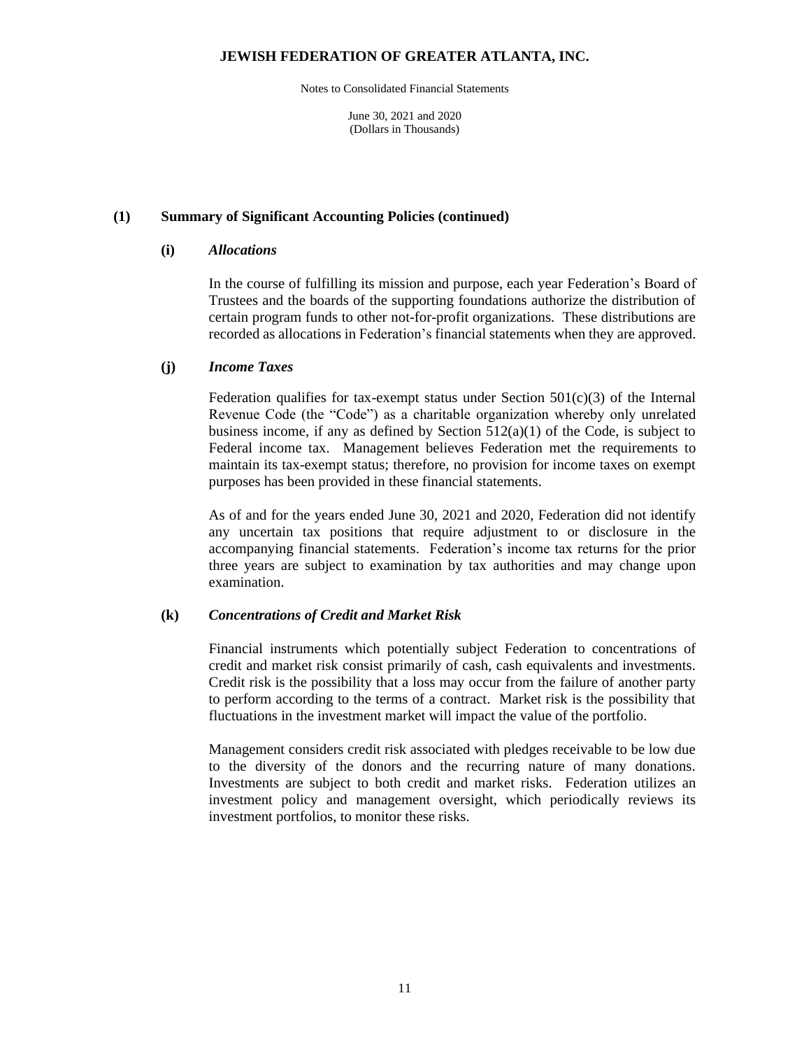## (1) Summary of Significant Accounting Policies (continued)

### (i) *Allocations*

In the course of fulfilling its mission and purpose, each year Federation's Board of Trustees and the boards of the supporting foundations authorize the distribution of certain program funds to other not-for-profit organizations. These distributions are recorded as allocations in Federation's financial statements when they are approved.

### (j) *Income Taxes*

Federation qualifies for tax-exempt status under Section 501(c)(3) of the Internal Revenue Code (the "Code") as a charitable organization whereby only unrelated business income, if any as defined by Section 512(a)(1) of the Code, is subject to Federal income tax. Management believes Federation met the requirements to maintain its tax-exempt status; therefore, no provision for income taxes on exempt purposes has been provided in these financial statements.

As of and for the years ended June 30, 2021 and 2020, Federation did not identify any uncertain tax positions that require adjustment to or disclosure in the accompanying financial statements. Federation's income tax returns for the prior three years are subject to examination by tax authorities and may change upon examination.

### (k) *Concentrations of Credit and Market Risk*

Financial instruments which potentially subject Federation to concentrations of credit and market risk consist primarily of cash, cash equivalents and investments. Credit risk is the possibility that a loss may occur from the failure of another party to perform according to the terms of a contract. Market risk is the possibility that fluctuations in the investment market will impact the value of the portfolio.

Management considers credit risk associated with pledges receivable to be low due to the diversity of the donors and the recurring nature of many donations. Investments are subject to both credit and market risks. Federation utilizes an investment policy and management oversight, which periodically reviews its investment portfolios, to monitor these risks.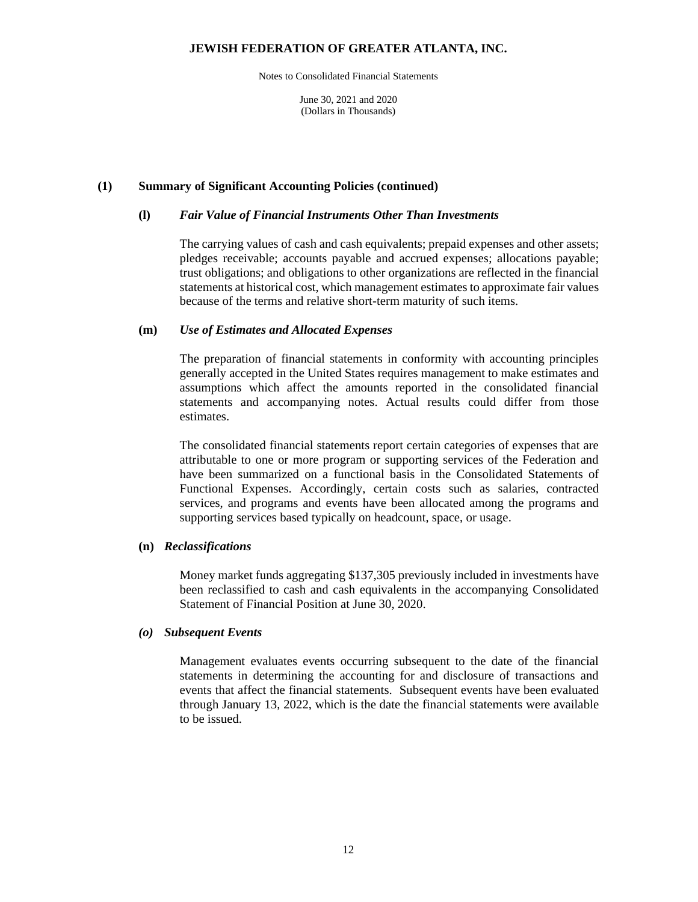**JEWISH FEDERATION OF GREATER ATLANTA, INC.**

Notes to Consolidated Financial Statements

June 30, 2021 and 2020
(Dollars in Thousands)

## (1) Summary of Significant Accounting Policies (continued)

### (l) *Fair Value of Financial Instruments Other Than Investments*

The carrying values of cash and cash equivalents; prepaid expenses and other assets; pledges receivable; accounts payable and accrued expenses; allocations payable; trust obligations; and obligations to other organizations are reflected in the financial statements at historical cost, which management estimates to approximate fair values because of the terms and relative short-term maturity of such items.

### (m) *Use of Estimates and Allocated Expenses*

The preparation of financial statements in conformity with accounting principles generally accepted in the United States requires management to make estimates and assumptions which affect the amounts reported in the consolidated financial statements and accompanying notes. Actual results could differ from those estimates.

The consolidated financial statements report certain categories of expenses that are attributable to one or more program or supporting services of the Federation and have been summarized on a functional basis in the Consolidated Statements of Functional Expenses. Accordingly, certain costs such as salaries, contracted services, and programs and events have been allocated among the programs and supporting services based typically on headcount, space, or usage.

### (n) *Reclassifications*

Money market funds aggregating $137,305 previously included in investments have been reclassified to cash and cash equivalents in the accompanying Consolidated Statement of Financial Position at June 30, 2020.

### *(o) Subsequent Events*

Management evaluates events occurring subsequent to the date of the financial statements in determining the accounting for and disclosure of transactions and events that affect the financial statements. Subsequent events have been evaluated through January 13, 2022, which is the date the financial statements were available to be issued.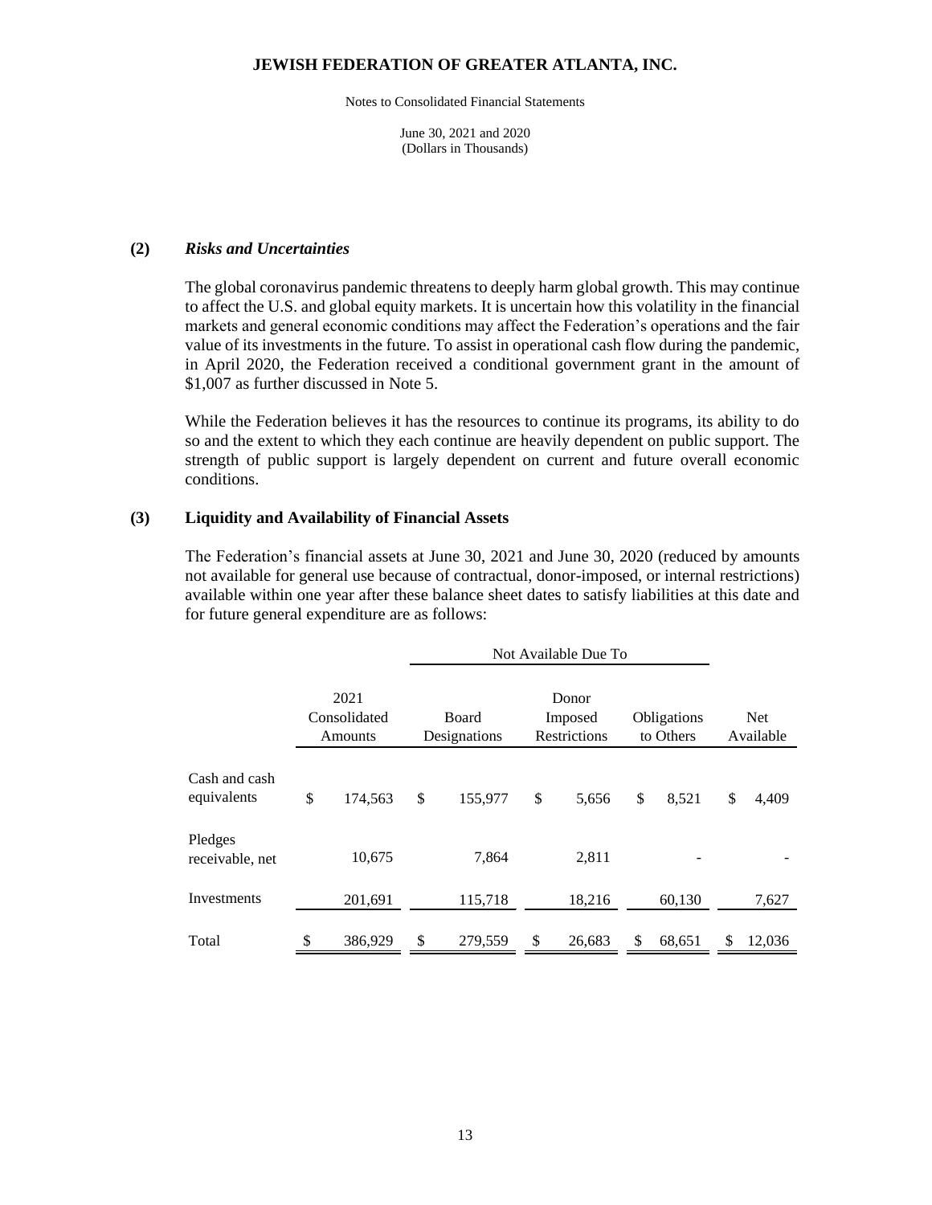**(2) *Risks and Uncertainties***

The global coronavirus pandemic threatens to deeply harm global growth. This may continue to affect the U.S. and global equity markets. It is uncertain how this volatility in the financial markets and general economic conditions may affect the Federation's operations and the fair value of its investments in the future. To assist in operational cash flow during the pandemic, in April 2020, the Federation received a conditional government grant in the amount of $1,007 as further discussed in Note 5.

While the Federation believes it has the resources to continue its programs, its ability to do so and the extent to which they each continue are heavily dependent on public support. The strength of public support is largely dependent on current and future overall economic conditions.

**(3) Liquidity and Availability of Financial Assets**

The Federation's financial assets at June 30, 2021 and June 30, 2020 (reduced by amounts not available for general use because of contractual, donor-imposed, or internal restrictions) available within one year after these balance sheet dates to satisfy liabilities at this date and for future general expenditure are as follows:

| | | Not Available Due To | | | |
|---|---|---|---|---|---|
| | 2021 Consolidated Amounts | Board Designations | Donor Imposed Restrictions | Obligations to Others | Net Available |
| Cash and cash equivalents | $ 174,563 | $ 155,977 | $ 5,656 | $ 8,521 | $ 4,409 |
| Pledges receivable, net | 10,675 | 7,864 | 2,811 | - | - |
| Investments | 201,691 | 115,718 | 18,216 | 60,130 | 7,627 |
| Total | $ 386,929 | $ 279,559 | $ 26,683 | $ 68,651 | $ 12,036 |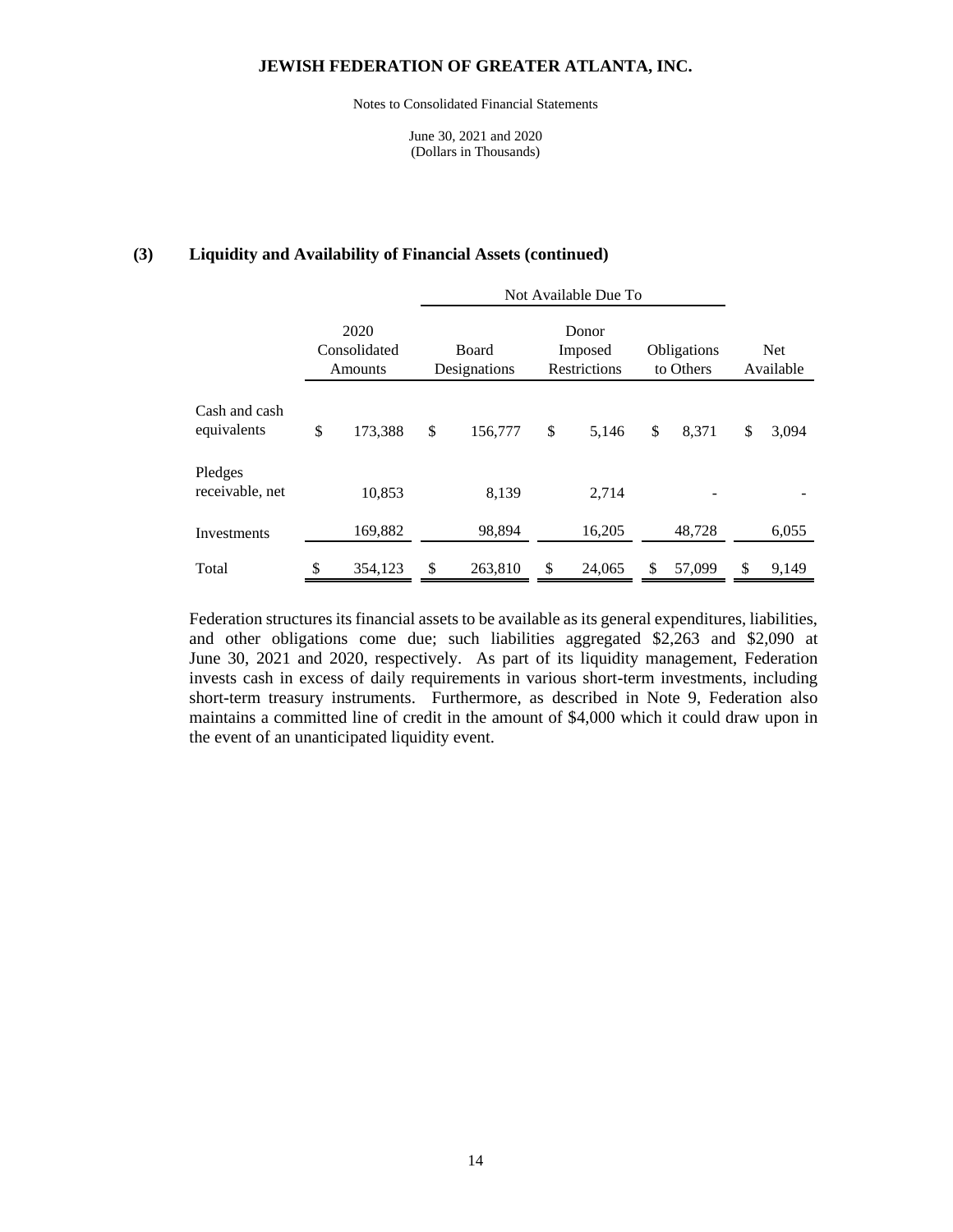## (3) Liquidity and Availability of Financial Assets (continued)

| | 2020 Consolidated Amounts | Not Available Due To | | | Net Available |
|---|---|---|---|---|---|
| | | Board Designations | Donor Imposed Restrictions | Obligations to Others | |
| Cash and cash equivalents | $ 173,388 | $ 156,777 | $ 5,146 | $ 8,371 | $ 3,094 |
| Pledges receivable, net | 10,853 | 8,139 | 2,714 | - | - |
| Investments | 169,882 | 98,894 | 16,205 | 48,728 | 6,055 |
| Total | $ 354,123 | $ 263,810 | $ 24,065 | $ 57,099 | $ 9,149 |

Federation structures its financial assets to be available as its general expenditures, liabilities, and other obligations come due; such liabilities aggregated $2,263 and $2,090 at June 30, 2021 and 2020, respectively. As part of its liquidity management, Federation invests cash in excess of daily requirements in various short-term investments, including short-term treasury instruments. Furthermore, as described in Note 9, Federation also maintains a committed line of credit in the amount of $4,000 which it could draw upon in the event of an unanticipated liquidity event.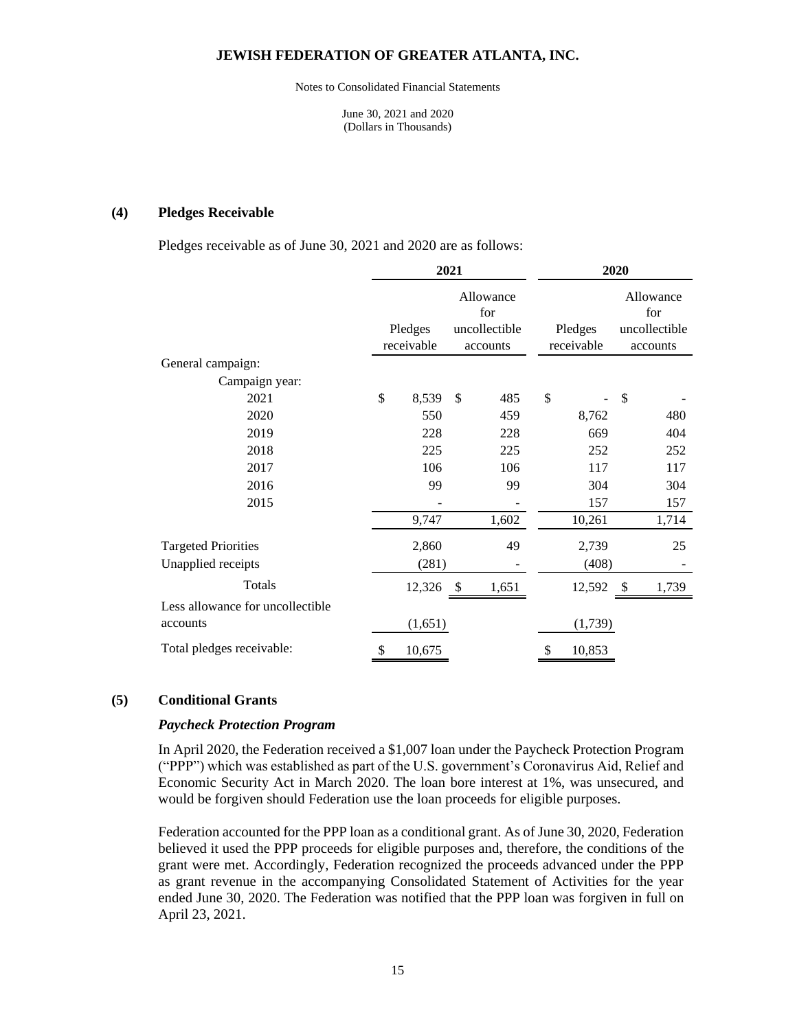## JEWISH FEDERATION OF GREATER ATLANTA, INC.

Notes to Consolidated Financial Statements

June 30, 2021 and 2020
(Dollars in Thousands)

### (4) Pledges Receivable

Pledges receivable as of June 30, 2021 and 2020 are as follows:

| | 2021 | | 2020 | |
|---|---|---|---|---|
| | Pledges receivable | Allowance for uncollectible accounts | Pledges receivable | Allowance for uncollectible accounts |
| General campaign: | | | | |
| Campaign year: | | | | |
| 2021 | $ 8,539 | $ 485 | $ - | $ - |
| 2020 | 550 | 459 | 8,762 | 480 |
| 2019 | 228 | 228 | 669 | 404 |
| 2018 | 225 | 225 | 252 | 252 |
| 2017 | 106 | 106 | 117 | 117 |
| 2016 | 99 | 99 | 304 | 304 |
| 2015 | - | - | 157 | 157 |
| | 9,747 | 1,602 | 10,261 | 1,714 |
| Targeted Priorities | 2,860 | 49 | 2,739 | 25 |
| Unapplied receipts | (281) | - | (408) | - |
| Totals | 12,326 | $ 1,651 | 12,592 | $ 1,739 |
| Less allowance for uncollectible accounts | (1,651) | | (1,739) | |
| Total pledges receivable: | $ 10,675 | | $ 10,853 | |

### (5) Conditional Grants

***Paycheck Protection Program***

In April 2020, the Federation received a $1,007 loan under the Paycheck Protection Program ("PPP") which was established as part of the U.S. government's Coronavirus Aid, Relief and Economic Security Act in March 2020. The loan bore interest at 1%, was unsecured, and would be forgiven should Federation use the loan proceeds for eligible purposes.

Federation accounted for the PPP loan as a conditional grant. As of June 30, 2020, Federation believed it used the PPP proceeds for eligible purposes and, therefore, the conditions of the grant were met. Accordingly, Federation recognized the proceeds advanced under the PPP as grant revenue in the accompanying Consolidated Statement of Activities for the year ended June 30, 2020. The Federation was notified that the PPP loan was forgiven in full on April 23, 2021.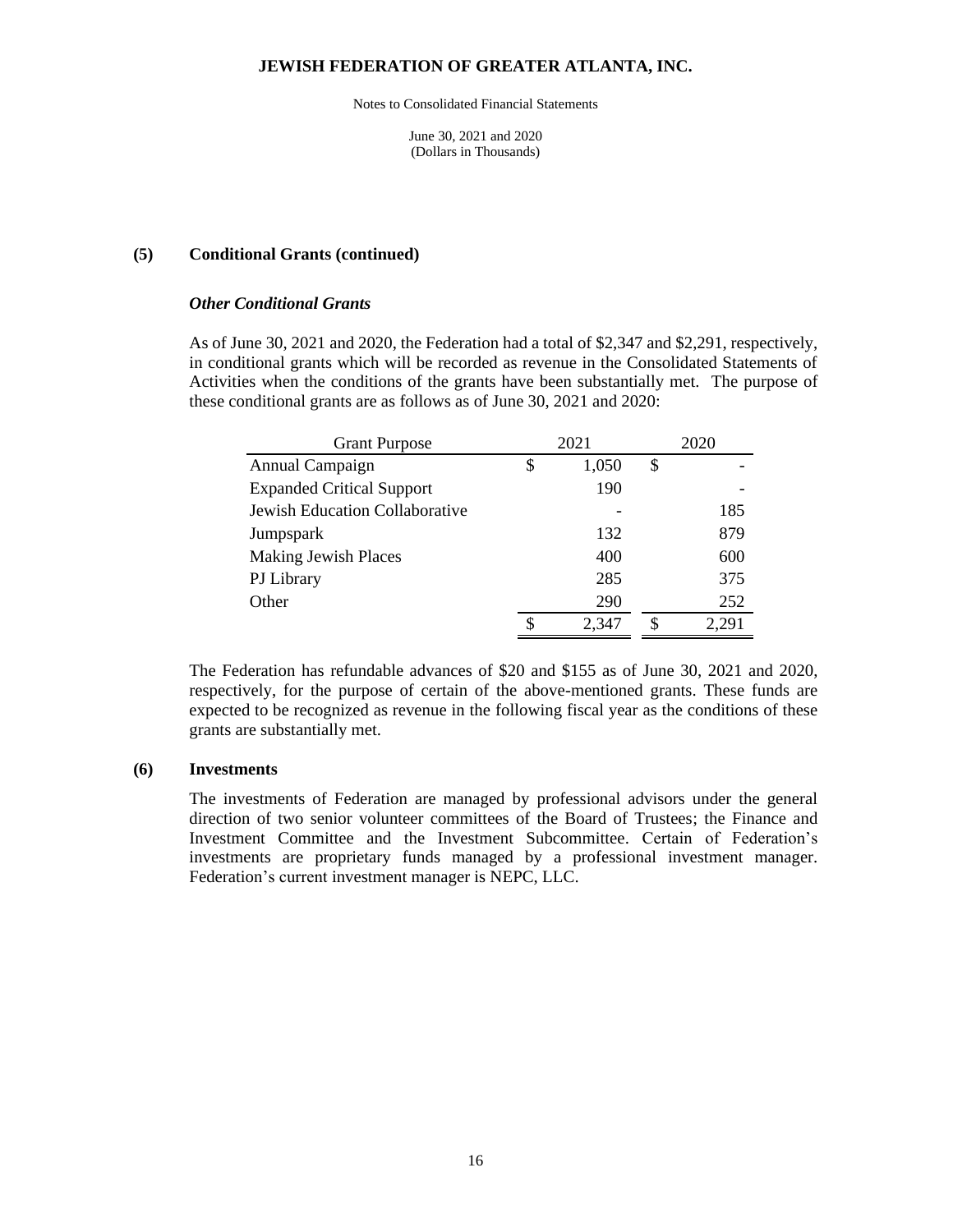## (5) Conditional Grants (continued)

### *Other Conditional Grants*

As of June 30, 2021 and 2020, the Federation had a total of $2,347 and $2,291, respectively, in conditional grants which will be recorded as revenue in the Consolidated Statements of Activities when the conditions of the grants have been substantially met. The purpose of these conditional grants are as follows as of June 30, 2021 and 2020:

| Grant Purpose | 2021 | 2020 |
|---|---|---|
| Annual Campaign | $ 1,050 | $ - |
| Expanded Critical Support | 190 | - |
| Jewish Education Collaborative | - | 185 |
| Jumpspark | 132 | 879 |
| Making Jewish Places | 400 | 600 |
| PJ Library | 285 | 375 |
| Other | 290 | 252 |
| | $ 2,347 | $ 2,291 |

The Federation has refundable advances of $20 and $155 as of June 30, 2021 and 2020, respectively, for the purpose of certain of the above-mentioned grants. These funds are expected to be recognized as revenue in the following fiscal year as the conditions of these grants are substantially met.

## (6) Investments

The investments of Federation are managed by professional advisors under the general direction of two senior volunteer committees of the Board of Trustees; the Finance and Investment Committee and the Investment Subcommittee. Certain of Federation's investments are proprietary funds managed by a professional investment manager. Federation's current investment manager is NEPC, LLC.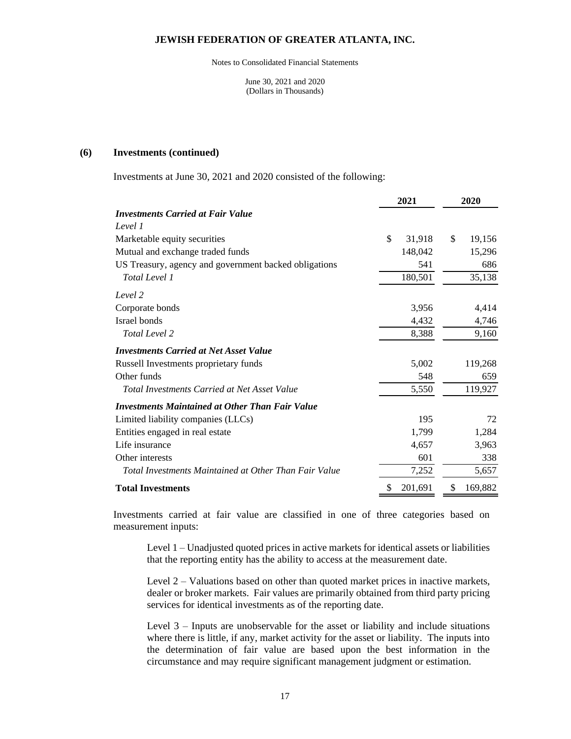### (6) Investments (continued)

Investments at June 30, 2021 and 2020 consisted of the following:

| | 2021 | 2020 |
|---|---|---|
| ***Investments Carried at Fair Value*** | | |
| *Level 1* | | |
| Marketable equity securities | $ 31,918 | $ 19,156 |
| Mutual and exchange traded funds | 148,042 | 15,296 |
| US Treasury, agency and government backed obligations | 541 | 686 |
| *Total Level 1* | 180,501 | 35,138 |
| *Level 2* | | |
| Corporate bonds | 3,956 | 4,414 |
| Israel bonds | 4,432 | 4,746 |
| *Total Level 2* | 8,388 | 9,160 |
| ***Investments Carried at Net Asset Value*** | | |
| Russell Investments proprietary funds | 5,002 | 119,268 |
| Other funds | 548 | 659 |
| *Total Investments Carried at Net Asset Value* | 5,550 | 119,927 |
| ***Investments Maintained at Other Than Fair Value*** | | |
| Limited liability companies (LLCs) | 195 | 72 |
| Entities engaged in real estate | 1,799 | 1,284 |
| Life insurance | 4,657 | 3,963 |
| Other interests | 601 | 338 |
| *Total Investments Maintained at Other Than Fair Value* | 7,252 | 5,657 |
| **Total Investments** | $ 201,691 | $ 169,882 |

Investments carried at fair value are classified in one of three categories based on measurement inputs:

Level 1 – Unadjusted quoted prices in active markets for identical assets or liabilities that the reporting entity has the ability to access at the measurement date.

Level 2 – Valuations based on other than quoted market prices in inactive markets, dealer or broker markets. Fair values are primarily obtained from third party pricing services for identical investments as of the reporting date.

Level 3 – Inputs are unobservable for the asset or liability and include situations where there is little, if any, market activity for the asset or liability. The inputs into the determination of fair value are based upon the best information in the circumstance and may require significant management judgment or estimation.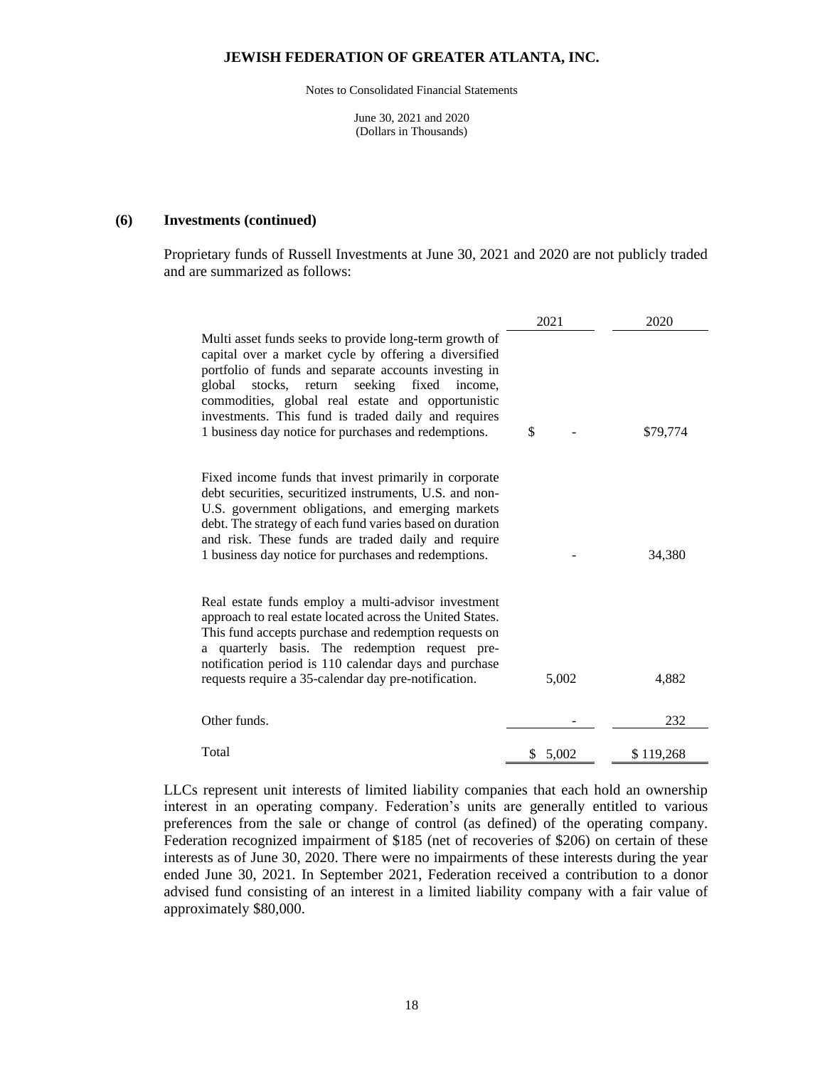### (6) Investments (continued)

Proprietary funds of Russell Investments at June 30, 2021 and 2020 are not publicly traded and are summarized as follows:

| | 2021 | 2020 |
|---|---|---|
| Multi asset funds seeks to provide long-term growth of capital over a market cycle by offering a diversified portfolio of funds and separate accounts investing in global stocks, return seeking fixed income, commodities, global real estate and opportunistic investments. This fund is traded daily and requires 1 business day notice for purchases and redemptions. | $ - | $79,774 |
| Fixed income funds that invest primarily in corporate debt securities, securitized instruments, U.S. and non-U.S. government obligations, and emerging markets debt. The strategy of each fund varies based on duration and risk. These funds are traded daily and require 1 business day notice for purchases and redemptions. | - | 34,380 |
| Real estate funds employ a multi-advisor investment approach to real estate located across the United States. This fund accepts purchase and redemption requests on a quarterly basis. The redemption request pre-notification period is 110 calendar days and purchase requests require a 35-calendar day pre-notification. | 5,002 | 4,882 |
| Other funds. | - | 232 |
| Total | $ 5,002 | $ 119,268 |

LLCs represent unit interests of limited liability companies that each hold an ownership interest in an operating company. Federation's units are generally entitled to various preferences from the sale or change of control (as defined) of the operating company. Federation recognized impairment of $185 (net of recoveries of $206) on certain of these interests as of June 30, 2020. There were no impairments of these interests during the year ended June 30, 2021. In September 2021, Federation received a contribution to a donor advised fund consisting of an interest in a limited liability company with a fair value of approximately $80,000.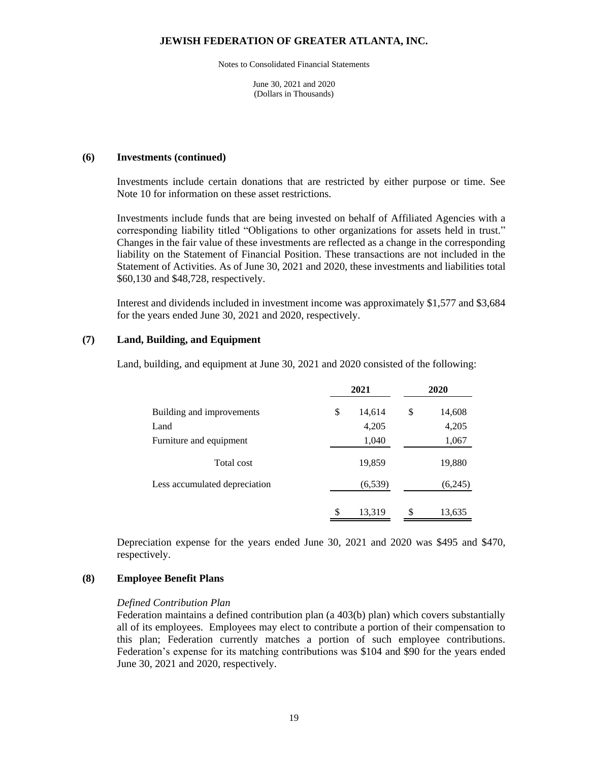**(6) Investments (continued)**

Investments include certain donations that are restricted by either purpose or time. See Note 10 for information on these asset restrictions.

Investments include funds that are being invested on behalf of Affiliated Agencies with a corresponding liability titled "Obligations to other organizations for assets held in trust." Changes in the fair value of these investments are reflected as a change in the corresponding liability on the Statement of Financial Position. These transactions are not included in the Statement of Activities. As of June 30, 2021 and 2020, these investments and liabilities total $60,130 and $48,728, respectively.

Interest and dividends included in investment income was approximately $1,577 and $3,684 for the years ended June 30, 2021 and 2020, respectively.

**(7) Land, Building, and Equipment**

Land, building, and equipment at June 30, 2021 and 2020 consisted of the following:

| | 2021 | 2020 |
|---|---|---|
| Building and improvements | $ 14,614 | $ 14,608 |
| Land | 4,205 | 4,205 |
| Furniture and equipment | 1,040 | 1,067 |
| Total cost | 19,859 | 19,880 |
| Less accumulated depreciation | (6,539) | (6,245) |
| | $ 13,319 | $ 13,635 |

Depreciation expense for the years ended June 30, 2021 and 2020 was $495 and $470, respectively.

**(8) Employee Benefit Plans**

*Defined Contribution Plan*

Federation maintains a defined contribution plan (a 403(b) plan) which covers substantially all of its employees. Employees may elect to contribute a portion of their compensation to this plan; Federation currently matches a portion of such employee contributions. Federation's expense for its matching contributions was $104 and $90 for the years ended June 30, 2021 and 2020, respectively.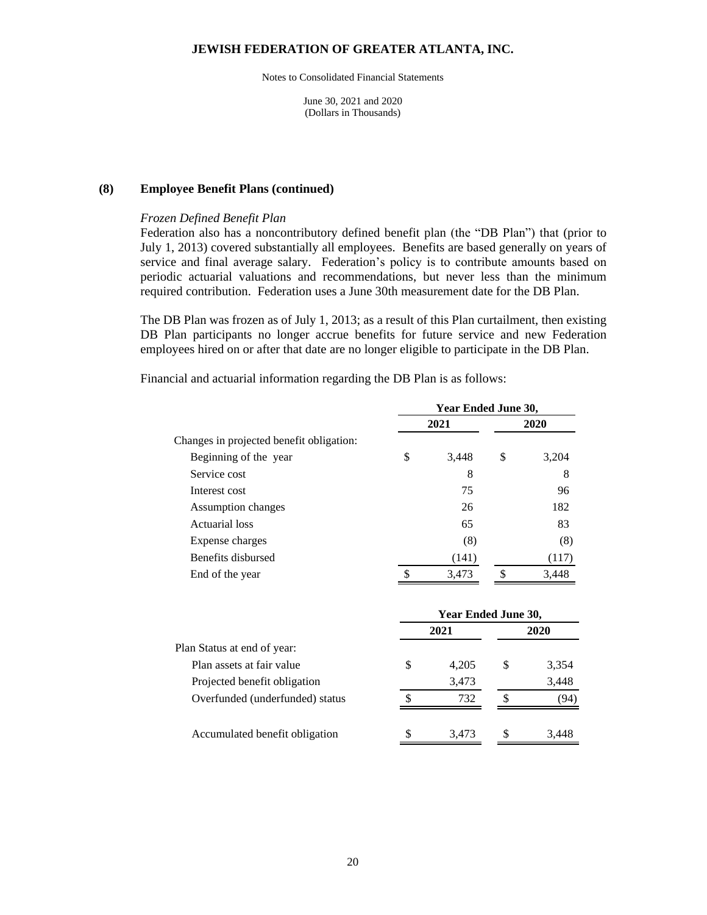## (8) Employee Benefit Plans (continued)

*Frozen Defined Benefit Plan*

Federation also has a noncontributory defined benefit plan (the "DB Plan") that (prior to July 1, 2013) covered substantially all employees. Benefits are based generally on years of service and final average salary. Federation's policy is to contribute amounts based on periodic actuarial valuations and recommendations, but never less than the minimum required contribution. Federation uses a June 30th measurement date for the DB Plan.

The DB Plan was frozen as of July 1, 2013; as a result of this Plan curtailment, then existing DB Plan participants no longer accrue benefits for future service and new Federation employees hired on or after that date are no longer eligible to participate in the DB Plan.

Financial and actuarial information regarding the DB Plan is as follows:

| | Year Ended June 30, | |
|---|---|---|
| | **2021** | **2020** |
| Changes in projected benefit obligation: | | |
| Beginning of the year | $ 3,448 | $ 3,204 |
| Service cost | 8 | 8 |
| Interest cost | 75 | 96 |
| Assumption changes | 26 | 182 |
| Actuarial loss | 65 | 83 |
| Expense charges | (8) | (8) |
| Benefits disbursed | (141) | (117) |
| End of the year | $ 3,473 | $ 3,448 |

| | Year Ended June 30, | |
|---|---|---|
| | **2021** | **2020** |
| Plan Status at end of year: | | |
| Plan assets at fair value | $ 4,205 | $ 3,354 |
| Projected benefit obligation | 3,473 | 3,448 |
| Overfunded (underfunded) status | $ 732 | $ (94) |
| | | |
| Accumulated benefit obligation | $ 3,473 | $ 3,448 |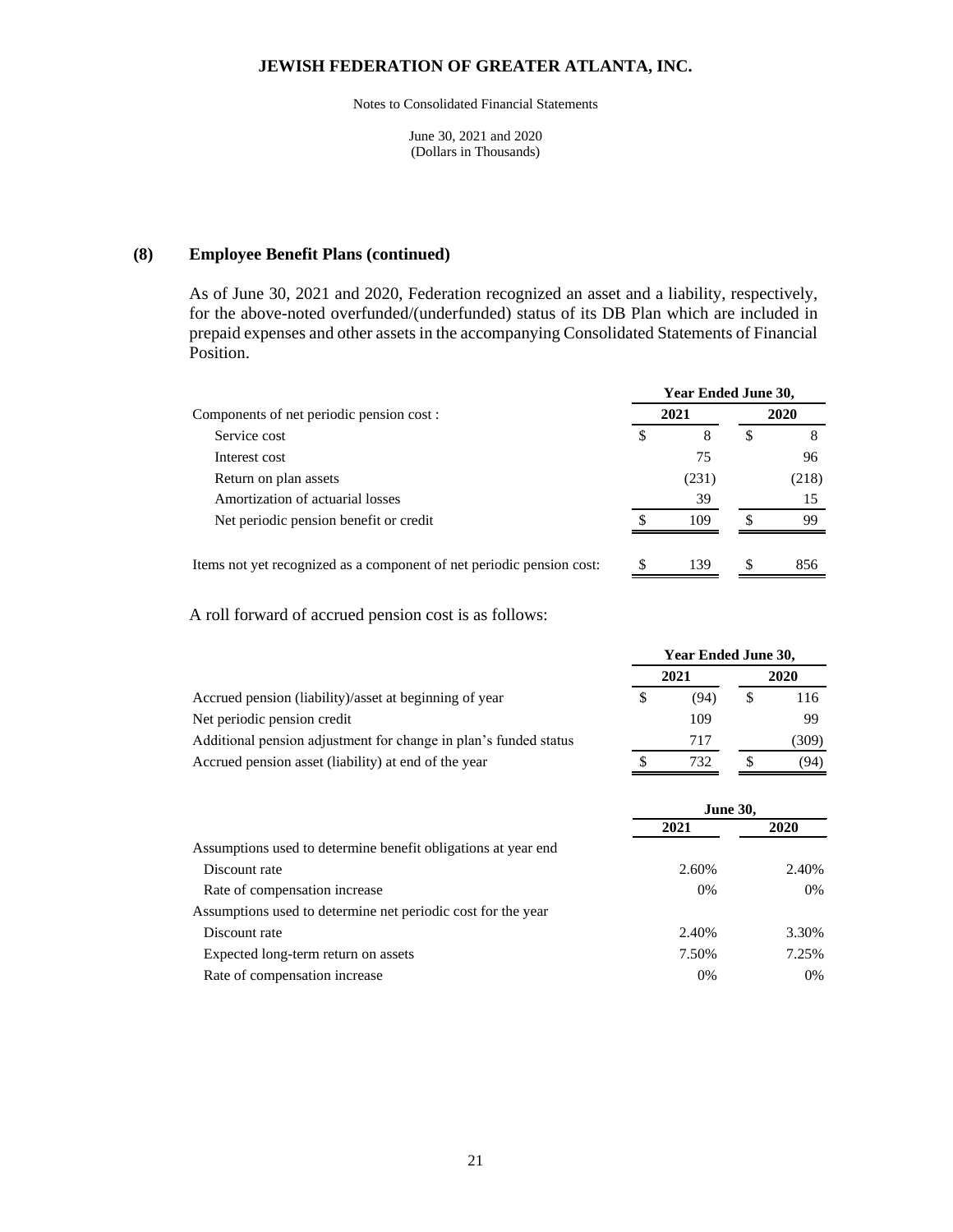**JEWISH FEDERATION OF GREATER ATLANTA, INC.**

Notes to Consolidated Financial Statements

June 30, 2021 and 2020
(Dollars in Thousands)

## (8) Employee Benefit Plans (continued)

As of June 30, 2021 and 2020, Federation recognized an asset and a liability, respectively, for the above-noted overfunded/(underfunded) status of its DB Plan which are included in prepaid expenses and other assets in the accompanying Consolidated Statements of Financial Position.

| | Year Ended June 30, | |
|---|---|---|
| Components of net periodic pension cost : | 2021 | 2020 |
| Service cost | $ 8 | $ 8 |
| Interest cost | 75 | 96 |
| Return on plan assets | (231) | (218) |
| Amortization of actuarial losses | 39 | 15 |
| Net periodic pension benefit or credit | $ 109 | $ 99 |
| Items not yet recognized as a component of net periodic pension cost: | $ 139 | $ 856 |

A roll forward of accrued pension cost is as follows:

| | Year Ended June 30, | |
|---|---|---|
| | 2021 | 2020 |
| Accrued pension (liability)/asset at beginning of year | $ (94) | $ 116 |
| Net periodic pension credit | 109 | 99 |
| Additional pension adjustment for change in plan's funded status | 717 | (309) |
| Accrued pension asset (liability) at end of the year | $ 732 | $ (94) |

| | June 30, | |
|---|---|---|
| | 2021 | 2020 |
| Assumptions used to determine benefit obligations at year end | | |
| Discount rate | 2.60% | 2.40% |
| Rate of compensation increase | 0% | 0% |
| Assumptions used to determine net periodic cost for the year | | |
| Discount rate | 2.40% | 3.30% |
| Expected long-term return on assets | 7.50% | 7.25% |
| Rate of compensation increase | 0% | 0% |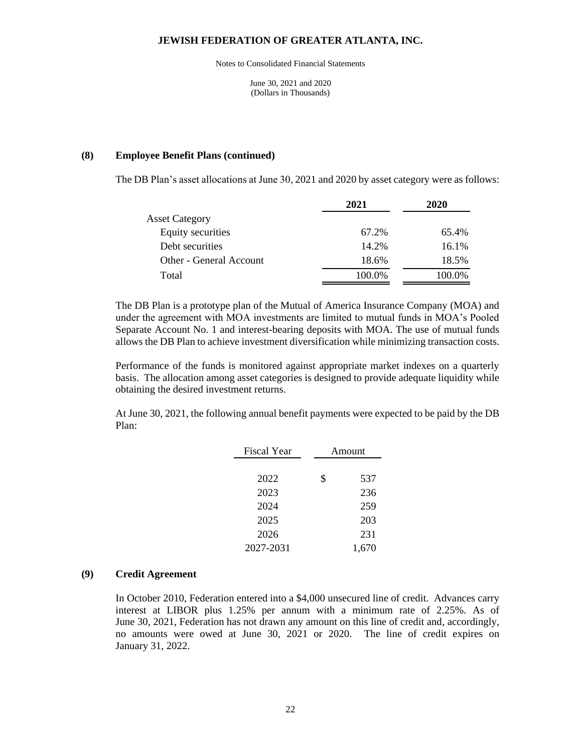## (8) Employee Benefit Plans (continued)

The DB Plan's asset allocations at June 30, 2021 and 2020 by asset category were as follows:

| | 2021 | 2020 |
|---|---|---|
| Asset Category | | |
| Equity securities | 67.2% | 65.4% |
| Debt securities | 14.2% | 16.1% |
| Other - General Account | 18.6% | 18.5% |
| Total | 100.0% | 100.0% |

The DB Plan is a prototype plan of the Mutual of America Insurance Company (MOA) and under the agreement with MOA investments are limited to mutual funds in MOA's Pooled Separate Account No. 1 and interest-bearing deposits with MOA. The use of mutual funds allows the DB Plan to achieve investment diversification while minimizing transaction costs.

Performance of the funds is monitored against appropriate market indexes on a quarterly basis. The allocation among asset categories is designed to provide adequate liquidity while obtaining the desired investment returns.

At June 30, 2021, the following annual benefit payments were expected to be paid by the DB Plan:

| Fiscal Year | Amount |
|---|---|
| 2022 | $ 537 |
| 2023 | 236 |
| 2024 | 259 |
| 2025 | 203 |
| 2026 | 231 |
| 2027-2031 | 1,670 |

## (9) Credit Agreement

In October 2010, Federation entered into a $4,000 unsecured line of credit. Advances carry interest at LIBOR plus 1.25% per annum with a minimum rate of 2.25%. As of June 30, 2021, Federation has not drawn any amount on this line of credit and, accordingly, no amounts were owed at June 30, 2021 or 2020. The line of credit expires on January 31, 2022.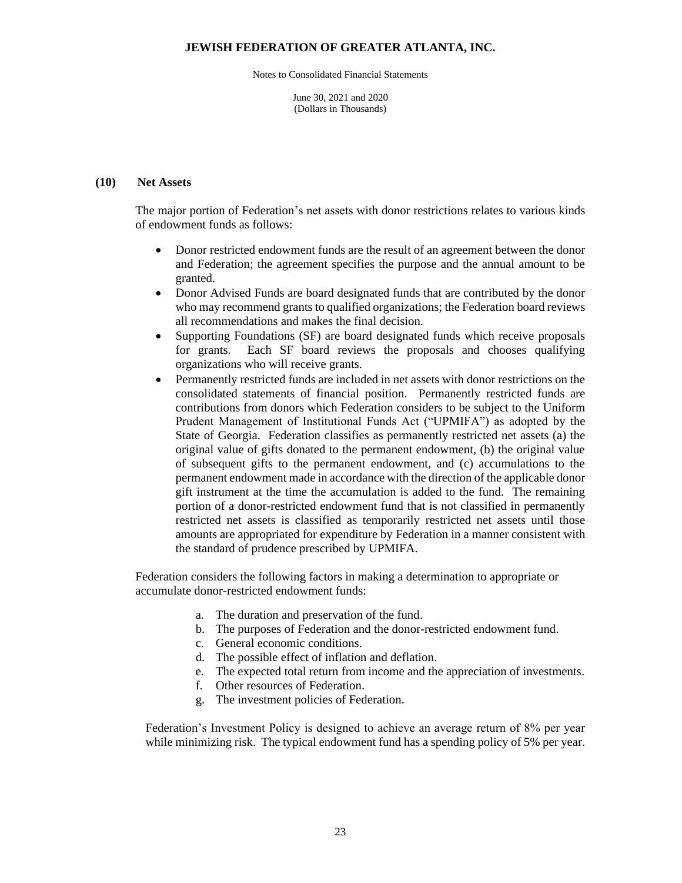## (10) Net Assets

The major portion of Federation's net assets with donor restrictions relates to various kinds of endowment funds as follows:

- Donor restricted endowment funds are the result of an agreement between the donor and Federation; the agreement specifies the purpose and the annual amount to be granted.
- Donor Advised Funds are board designated funds that are contributed by the donor who may recommend grants to qualified organizations; the Federation board reviews all recommendations and makes the final decision.
- Supporting Foundations (SF) are board designated funds which receive proposals for grants. Each SF board reviews the proposals and chooses qualifying organizations who will receive grants.
- Permanently restricted funds are included in net assets with donor restrictions on the consolidated statements of financial position. Permanently restricted funds are contributions from donors which Federation considers to be subject to the Uniform Prudent Management of Institutional Funds Act ("UPMIFA") as adopted by the State of Georgia. Federation classifies as permanently restricted net assets (a) the original value of gifts donated to the permanent endowment, (b) the original value of subsequent gifts to the permanent endowment, and (c) accumulations to the permanent endowment made in accordance with the direction of the applicable donor gift instrument at the time the accumulation is added to the fund. The remaining portion of a donor-restricted endowment fund that is not classified in permanently restricted net assets is classified as temporarily restricted net assets until those amounts are appropriated for expenditure by Federation in a manner consistent with the standard of prudence prescribed by UPMIFA.

Federation considers the following factors in making a determination to appropriate or accumulate donor-restricted endowment funds:

a. The duration and preservation of the fund.
b. The purposes of Federation and the donor-restricted endowment fund.
c. General economic conditions.
d. The possible effect of inflation and deflation.
e. The expected total return from income and the appreciation of investments.
f. Other resources of Federation.
g. The investment policies of Federation.

Federation's Investment Policy is designed to achieve an average return of 8% per year while minimizing risk. The typical endowment fund has a spending policy of 5% per year.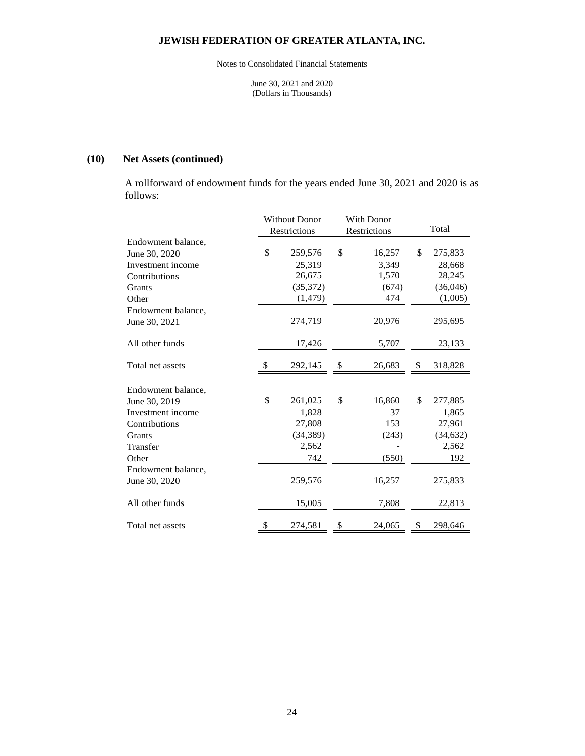JEWISH FEDERATION OF GREATER ATLANTA, INC.

Notes to Consolidated Financial Statements

June 30, 2021 and 2020
(Dollars in Thousands)

## (10) Net Assets (continued)

A rollforward of endowment funds for the years ended June 30, 2021 and 2020 is as follows:

| | Without Donor Restrictions | With Donor Restrictions | Total |
|---|---|---|---|
| Endowment balance, June 30, 2020 | $ 259,576 | $ 16,257 | $ 275,833 |
| Investment income | 25,319 | 3,349 | 28,668 |
| Contributions | 26,675 | 1,570 | 28,245 |
| Grants | (35,372) | (674) | (36,046) |
| Other | (1,479) | 474 | (1,005) |
| Endowment balance, June 30, 2021 | 274,719 | 20,976 | 295,695 |
| All other funds | 17,426 | 5,707 | 23,133 |
| Total net assets | $ 292,145 | $ 26,683 | $ 318,828 |
| | | | |
| Endowment balance, June 30, 2019 | $ 261,025 | $ 16,860 | $ 277,885 |
| Investment income | 1,828 | 37 | 1,865 |
| Contributions | 27,808 | 153 | 27,961 |
| Grants | (34,389) | (243) | (34,632) |
| Transfer | 2,562 | - | 2,562 |
| Other | 742 | (550) | 192 |
| Endowment balance, June 30, 2020 | 259,576 | 16,257 | 275,833 |
| All other funds | 15,005 | 7,808 | 22,813 |
| Total net assets | $ 274,581 | $ 24,065 | $ 298,646 |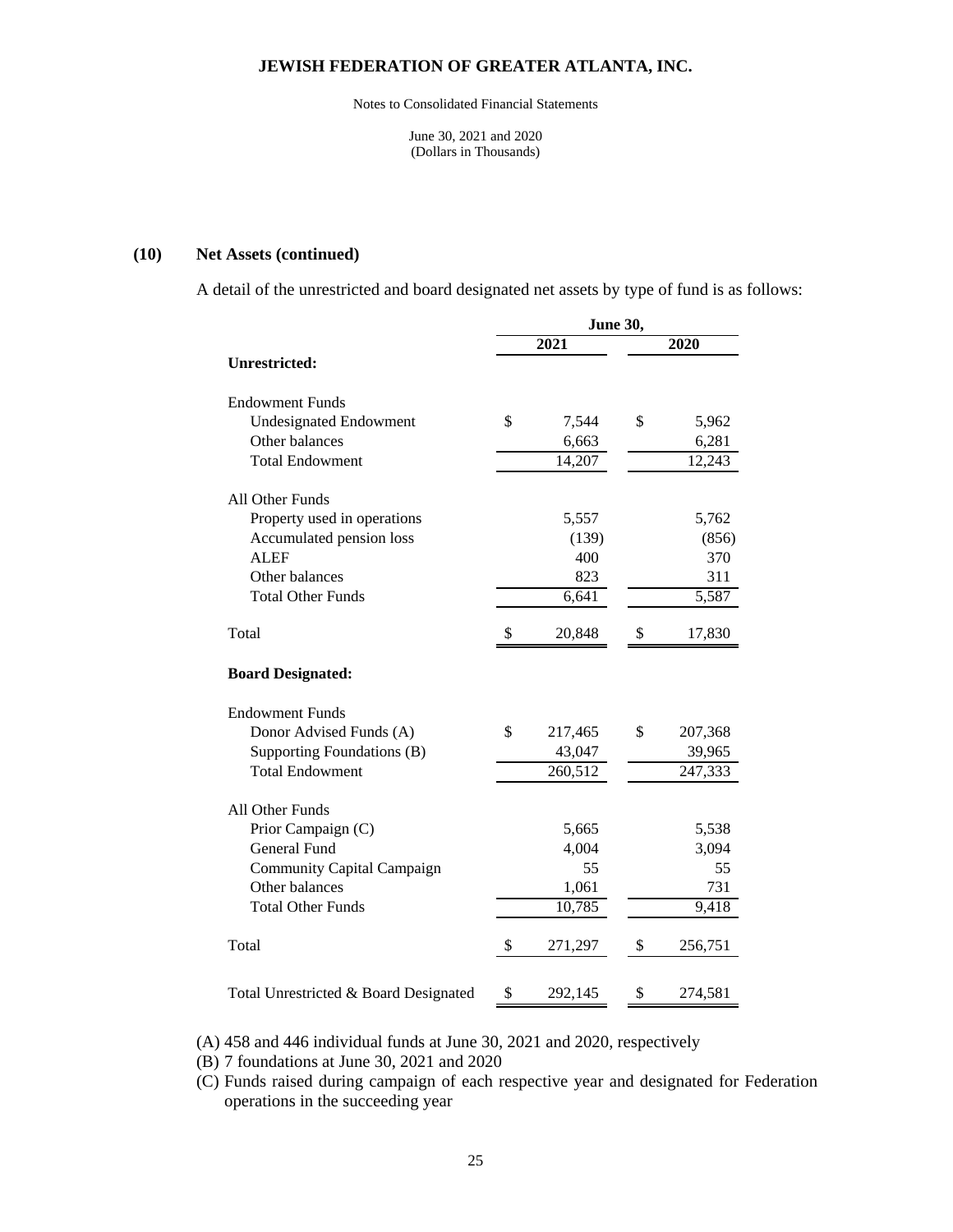# JEWISH FEDERATION OF GREATER ATLANTA, INC.

Notes to Consolidated Financial Statements

June 30, 2021 and 2020
(Dollars in Thousands)

## (10) Net Assets (continued)

A detail of the unrestricted and board designated net assets by type of fund is as follows:

| | June 30, 2021 | June 30, 2020 |
|---|---|---|
| **Unrestricted:** | | |
| Endowment Funds | | |
| Undesignated Endowment | $ 7,544 | $ 5,962 |
| Other balances | 6,663 | 6,281 |
| Total Endowment | 14,207 | 12,243 |
| All Other Funds | | |
| Property used in operations | 5,557 | 5,762 |
| Accumulated pension loss | (139) | (856) |
| ALEF | 400 | 370 |
| Other balances | 823 | 311 |
| Total Other Funds | 6,641 | 5,587 |
| Total | $ 20,848 | $ 17,830 |
| **Board Designated:** | | |
| Endowment Funds | | |
| Donor Advised Funds (A) | $ 217,465 | $ 207,368 |
| Supporting Foundations (B) | 43,047 | 39,965 |
| Total Endowment | 260,512 | 247,333 |
| All Other Funds | | |
| Prior Campaign (C) | 5,665 | 5,538 |
| General Fund | 4,004 | 3,094 |
| Community Capital Campaign | 55 | 55 |
| Other balances | 1,061 | 731 |
| Total Other Funds | 10,785 | 9,418 |
| Total | $ 271,297 | $ 256,751 |
| Total Unrestricted & Board Designated | $ 292,145 | $ 274,581 |

(A) 458 and 446 individual funds at June 30, 2021 and 2020, respectively
(B) 7 foundations at June 30, 2021 and 2020
(C) Funds raised during campaign of each respective year and designated for Federation operations in the succeeding year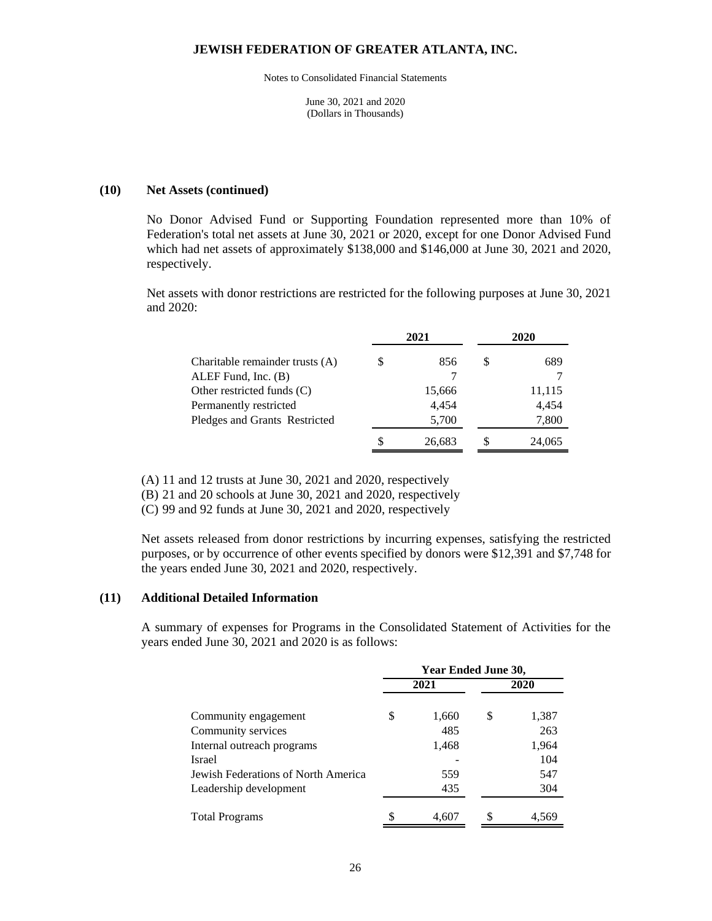**JEWISH FEDERATION OF GREATER ATLANTA, INC.**

Notes to Consolidated Financial Statements

June 30, 2021 and 2020
(Dollars in Thousands)

## (10) Net Assets (continued)

No Donor Advised Fund or Supporting Foundation represented more than 10% of Federation's total net assets at June 30, 2021 or 2020, except for one Donor Advised Fund which had net assets of approximately $138,000 and $146,000 at June 30, 2021 and 2020, respectively.

Net assets with donor restrictions are restricted for the following purposes at June 30, 2021 and 2020:

| | 2021 | 2020 |
|---|---|---|
| Charitable remainder trusts (A) | $ 856 | $ 689 |
| ALEF Fund, Inc. (B) | 7 | 7 |
| Other restricted funds (C) | 15,666 | 11,115 |
| Permanently restricted | 4,454 | 4,454 |
| Pledges and Grants Restricted | 5,700 | 7,800 |
| | $ 26,683 | $ 24,065 |

(A) 11 and 12 trusts at June 30, 2021 and 2020, respectively
(B) 21 and 20 schools at June 30, 2021 and 2020, respectively
(C) 99 and 92 funds at June 30, 2021 and 2020, respectively

Net assets released from donor restrictions by incurring expenses, satisfying the restricted purposes, or by occurrence of other events specified by donors were $12,391 and $7,748 for the years ended June 30, 2021 and 2020, respectively.

## (11) Additional Detailed Information

A summary of expenses for Programs in the Consolidated Statement of Activities for the years ended June 30, 2021 and 2020 is as follows:

| | Year Ended June 30, | |
|---|---|---|
| | 2021 | 2020 |
| Community engagement | $ 1,660 | $ 1,387 |
| Community services | 485 | 263 |
| Internal outreach programs | 1,468 | 1,964 |
| Israel | - | 104 |
| Jewish Federations of North America | 559 | 547 |
| Leadership development | 435 | 304 |
| Total Programs | $ 4,607 | $ 4,569 |